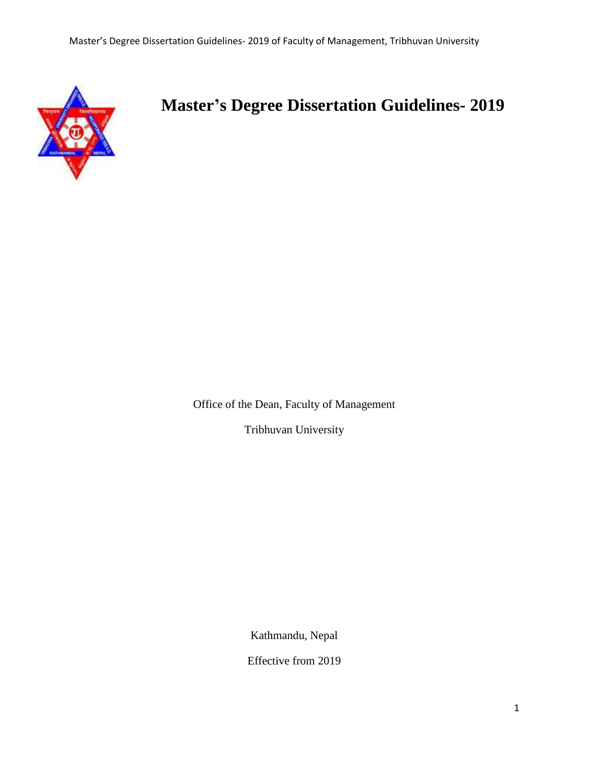# Master's Degree Dissertation Guidelines- 2019

Office of the Dean, Faculty of Management

Tribhuvan University

Kathmandu, Nepal

Effective from 2019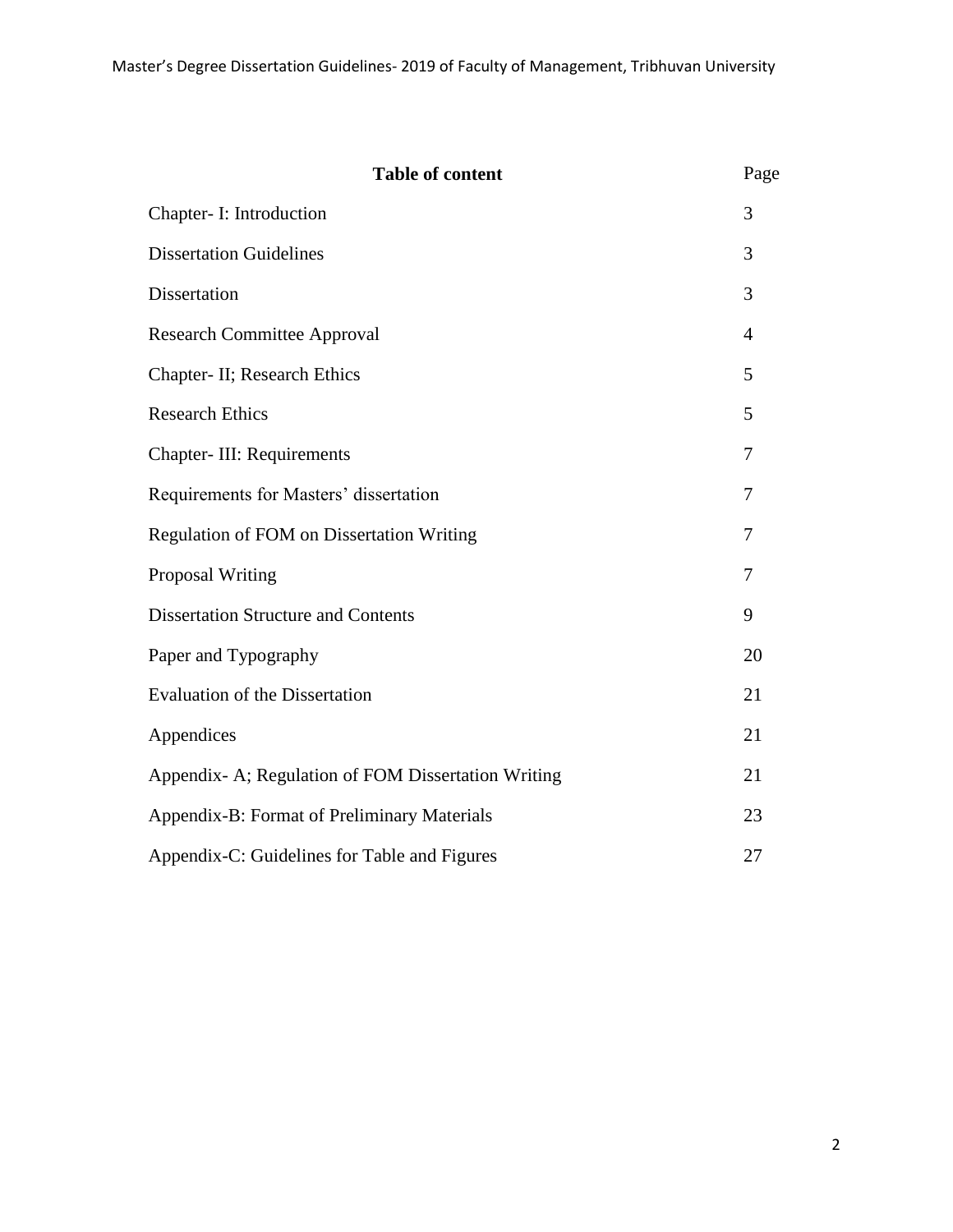| Table of content | Page |
|---|---|
| Chapter- I: Introduction | 3 |
| Dissertation Guidelines | 3 |
| Dissertation | 3 |
| Research Committee Approval | 4 |
| Chapter- II; Research Ethics | 5 |
| Research Ethics | 5 |
| Chapter- III: Requirements | 7 |
| Requirements for Masters' dissertation | 7 |
| Regulation of FOM on Dissertation Writing | 7 |
| Proposal Writing | 7 |
| Dissertation Structure and Contents | 9 |
| Paper and Typography | 20 |
| Evaluation of the Dissertation | 21 |
| Appendices | 21 |
| Appendix- A; Regulation of FOM Dissertation Writing | 21 |
| Appendix-B: Format of Preliminary Materials | 23 |
| Appendix-C: Guidelines for Table and Figures | 27 |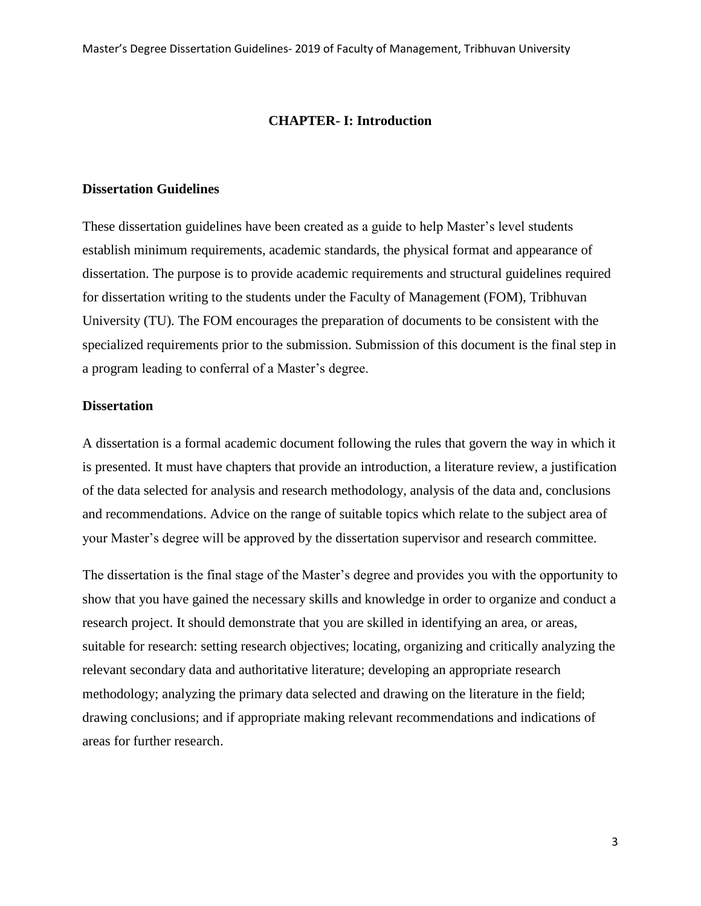# CHAPTER- I: Introduction

## Dissertation Guidelines

These dissertation guidelines have been created as a guide to help Master's level students establish minimum requirements, academic standards, the physical format and appearance of dissertation. The purpose is to provide academic requirements and structural guidelines required for dissertation writing to the students under the Faculty of Management (FOM), Tribhuvan University (TU). The FOM encourages the preparation of documents to be consistent with the specialized requirements prior to the submission. Submission of this document is the final step in a program leading to conferral of a Master's degree.

## Dissertation

A dissertation is a formal academic document following the rules that govern the way in which it is presented. It must have chapters that provide an introduction, a literature review, a justification of the data selected for analysis and research methodology, analysis of the data and, conclusions and recommendations. Advice on the range of suitable topics which relate to the subject area of your Master's degree will be approved by the dissertation supervisor and research committee.

The dissertation is the final stage of the Master's degree and provides you with the opportunity to show that you have gained the necessary skills and knowledge in order to organize and conduct a research project. It should demonstrate that you are skilled in identifying an area, or areas, suitable for research: setting research objectives; locating, organizing and critically analyzing the relevant secondary data and authoritative literature; developing an appropriate research methodology; analyzing the primary data selected and drawing on the literature in the field; drawing conclusions; and if appropriate making relevant recommendations and indications of areas for further research.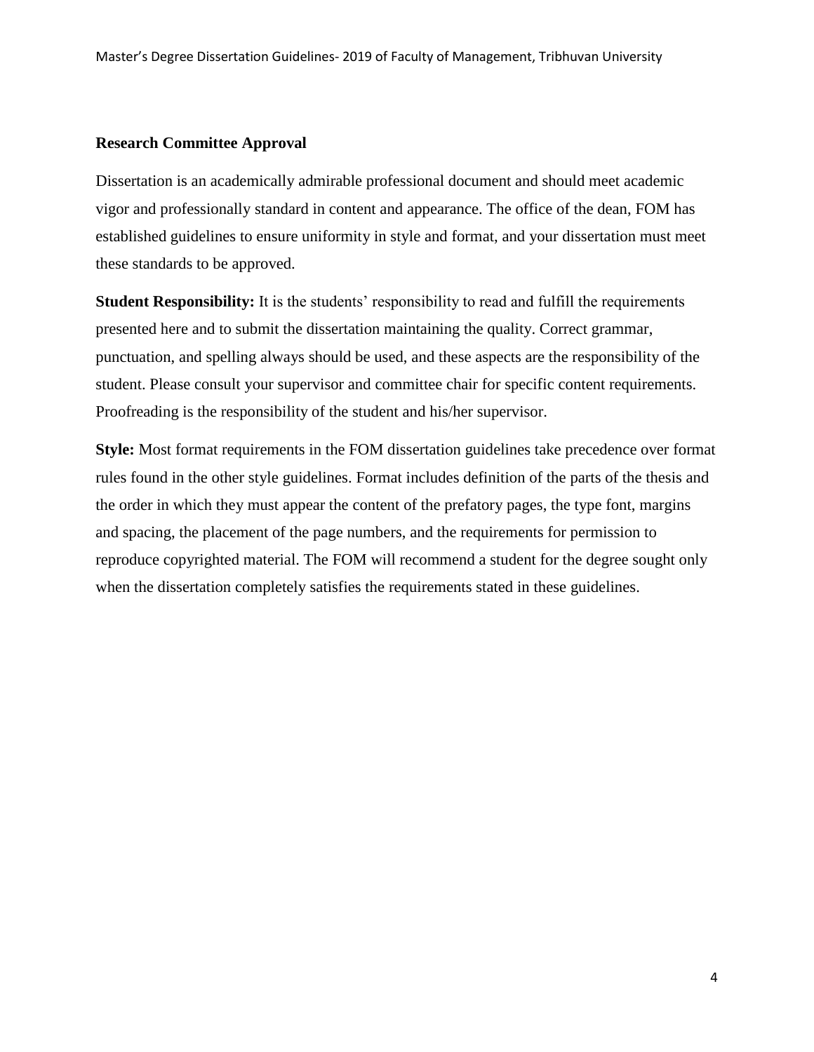## Research Committee Approval

Dissertation is an academically admirable professional document and should meet academic vigor and professionally standard in content and appearance. The office of the dean, FOM has established guidelines to ensure uniformity in style and format, and your dissertation must meet these standards to be approved.

**Student Responsibility:** It is the students' responsibility to read and fulfill the requirements presented here and to submit the dissertation maintaining the quality. Correct grammar, punctuation, and spelling always should be used, and these aspects are the responsibility of the student. Please consult your supervisor and committee chair for specific content requirements. Proofreading is the responsibility of the student and his/her supervisor.

**Style:** Most format requirements in the FOM dissertation guidelines take precedence over format rules found in the other style guidelines. Format includes definition of the parts of the thesis and the order in which they must appear the content of the prefatory pages, the type font, margins and spacing, the placement of the page numbers, and the requirements for permission to reproduce copyrighted material. The FOM will recommend a student for the degree sought only when the dissertation completely satisfies the requirements stated in these guidelines.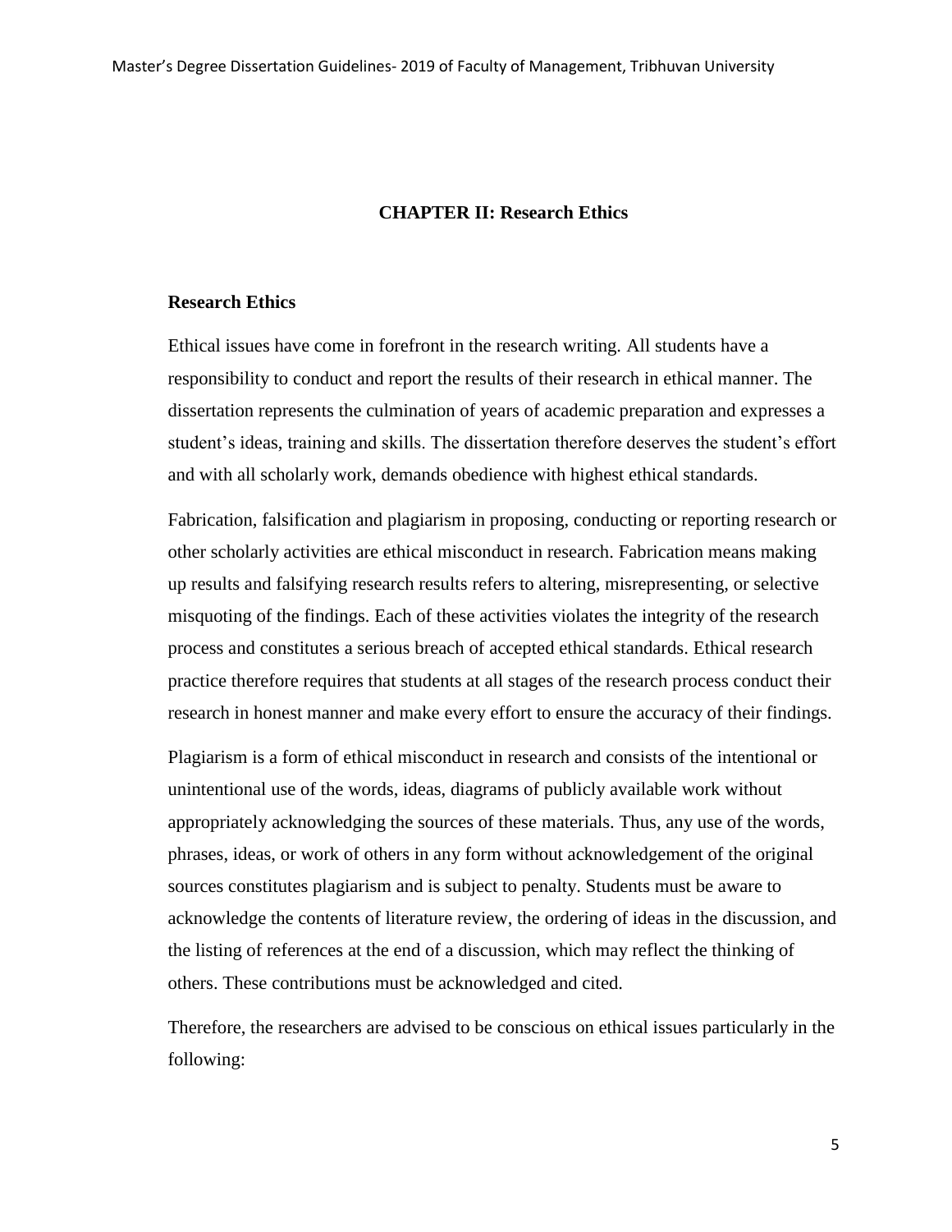# CHAPTER II: Research Ethics

## Research Ethics

Ethical issues have come in forefront in the research writing. All students have a responsibility to conduct and report the results of their research in ethical manner. The dissertation represents the culmination of years of academic preparation and expresses a student's ideas, training and skills. The dissertation therefore deserves the student's effort and with all scholarly work, demands obedience with highest ethical standards.

Fabrication, falsification and plagiarism in proposing, conducting or reporting research or other scholarly activities are ethical misconduct in research. Fabrication means making up results and falsifying research results refers to altering, misrepresenting, or selective misquoting of the findings. Each of these activities violates the integrity of the research process and constitutes a serious breach of accepted ethical standards. Ethical research practice therefore requires that students at all stages of the research process conduct their research in honest manner and make every effort to ensure the accuracy of their findings.

Plagiarism is a form of ethical misconduct in research and consists of the intentional or unintentional use of the words, ideas, diagrams of publicly available work without appropriately acknowledging the sources of these materials. Thus, any use of the words, phrases, ideas, or work of others in any form without acknowledgement of the original sources constitutes plagiarism and is subject to penalty. Students must be aware to acknowledge the contents of literature review, the ordering of ideas in the discussion, and the listing of references at the end of a discussion, which may reflect the thinking of others. These contributions must be acknowledged and cited.

Therefore, the researchers are advised to be conscious on ethical issues particularly in the following: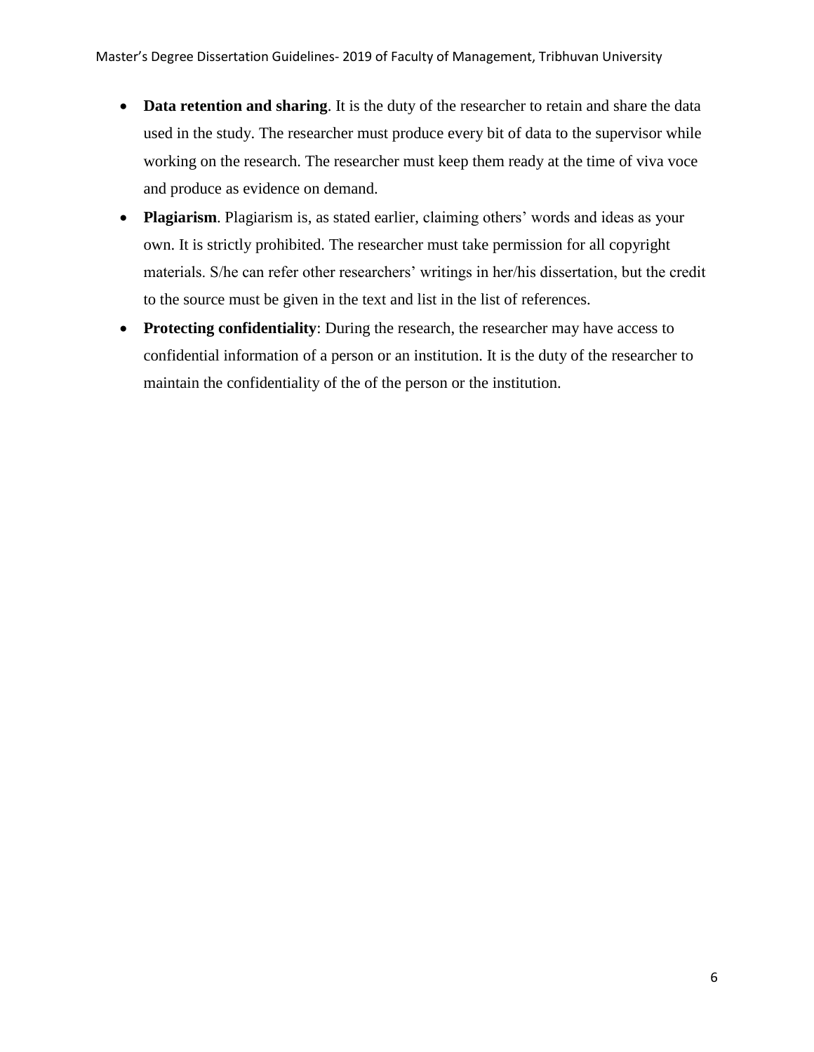- **Data retention and sharing**. It is the duty of the researcher to retain and share the data used in the study. The researcher must produce every bit of data to the supervisor while working on the research. The researcher must keep them ready at the time of viva voce and produce as evidence on demand.
- **Plagiarism**. Plagiarism is, as stated earlier, claiming others' words and ideas as your own. It is strictly prohibited. The researcher must take permission for all copyright materials. S/he can refer other researchers' writings in her/his dissertation, but the credit to the source must be given in the text and list in the list of references.
- **Protecting confidentiality**: During the research, the researcher may have access to confidential information of a person or an institution. It is the duty of the researcher to maintain the confidentiality of the of the person or the institution.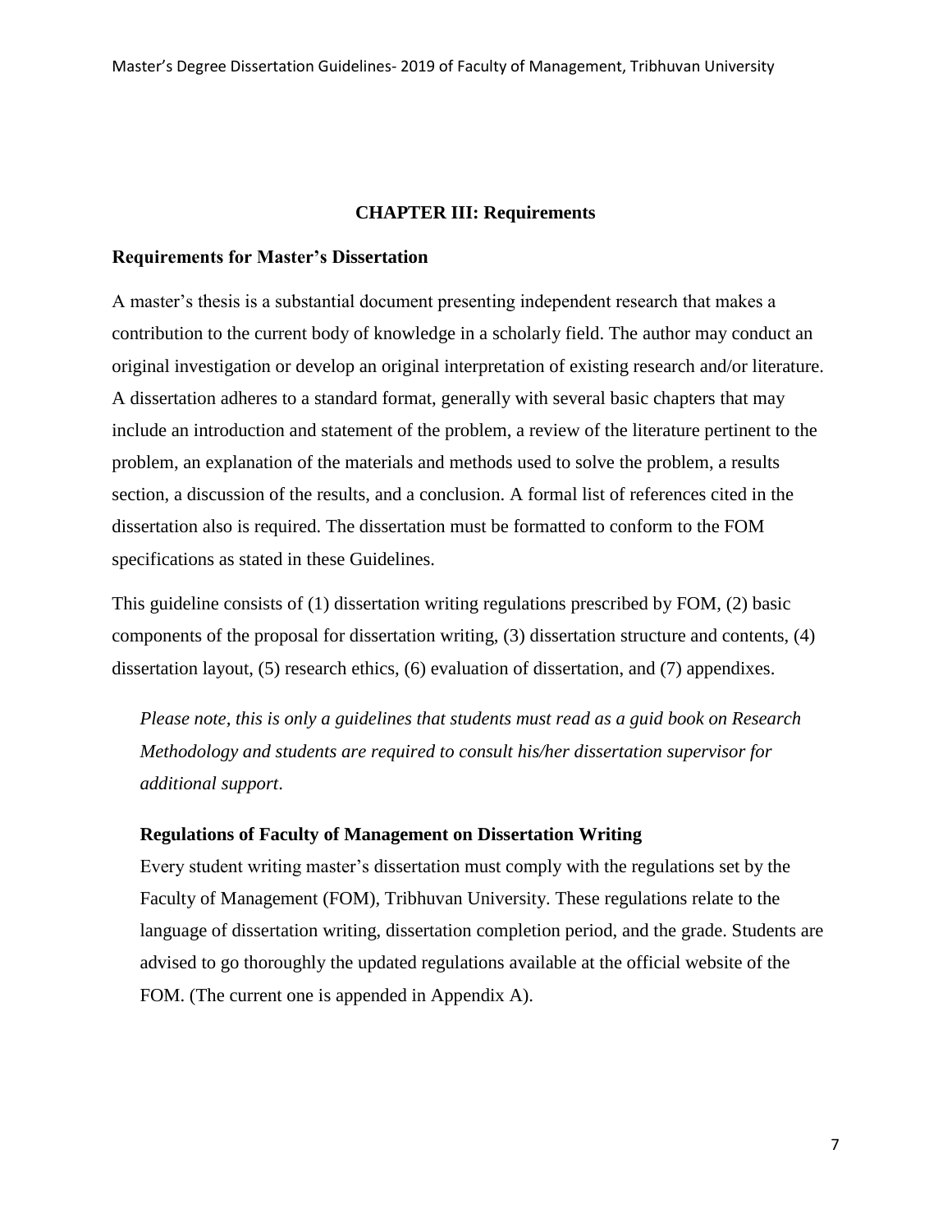# CHAPTER III: Requirements

## Requirements for Master's Dissertation

A master's thesis is a substantial document presenting independent research that makes a contribution to the current body of knowledge in a scholarly field. The author may conduct an original investigation or develop an original interpretation of existing research and/or literature. A dissertation adheres to a standard format, generally with several basic chapters that may include an introduction and statement of the problem, a review of the literature pertinent to the problem, an explanation of the materials and methods used to solve the problem, a results section, a discussion of the results, and a conclusion. A formal list of references cited in the dissertation also is required. The dissertation must be formatted to conform to the FOM specifications as stated in these Guidelines.

This guideline consists of (1) dissertation writing regulations prescribed by FOM, (2) basic components of the proposal for dissertation writing, (3) dissertation structure and contents, (4) dissertation layout, (5) research ethics, (6) evaluation of dissertation, and (7) appendixes.

*Please note, this is only a guidelines that students must read as a guid book on Research Methodology and students are required to consult his/her dissertation supervisor for additional support*.

### Regulations of Faculty of Management on Dissertation Writing

Every student writing master's dissertation must comply with the regulations set by the Faculty of Management (FOM), Tribhuvan University. These regulations relate to the language of dissertation writing, dissertation completion period, and the grade. Students are advised to go thoroughly the updated regulations available at the official website of the FOM. (The current one is appended in Appendix A).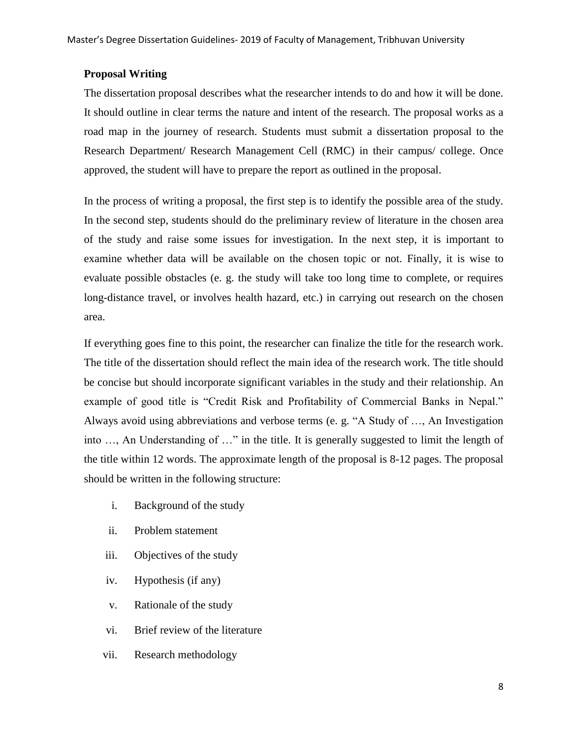**Proposal Writing**

The dissertation proposal describes what the researcher intends to do and how it will be done. It should outline in clear terms the nature and intent of the research. The proposal works as a road map in the journey of research. Students must submit a dissertation proposal to the Research Department/ Research Management Cell (RMC) in their campus/ college. Once approved, the student will have to prepare the report as outlined in the proposal.

In the process of writing a proposal, the first step is to identify the possible area of the study. In the second step, students should do the preliminary review of literature in the chosen area of the study and raise some issues for investigation. In the next step, it is important to examine whether data will be available on the chosen topic or not. Finally, it is wise to evaluate possible obstacles (e. g. the study will take too long time to complete, or requires long-distance travel, or involves health hazard, etc.) in carrying out research on the chosen area.

If everything goes fine to this point, the researcher can finalize the title for the research work. The title of the dissertation should reflect the main idea of the research work. The title should be concise but should incorporate significant variables in the study and their relationship. An example of good title is "Credit Risk and Profitability of Commercial Banks in Nepal." Always avoid using abbreviations and verbose terms (e. g. "A Study of …, An Investigation into …, An Understanding of …" in the title. It is generally suggested to limit the length of the title within 12 words. The approximate length of the proposal is 8-12 pages. The proposal should be written in the following structure:

i. Background of the study
ii. Problem statement
iii. Objectives of the study
iv. Hypothesis (if any)
v. Rationale of the study
vi. Brief review of the literature
vii. Research methodology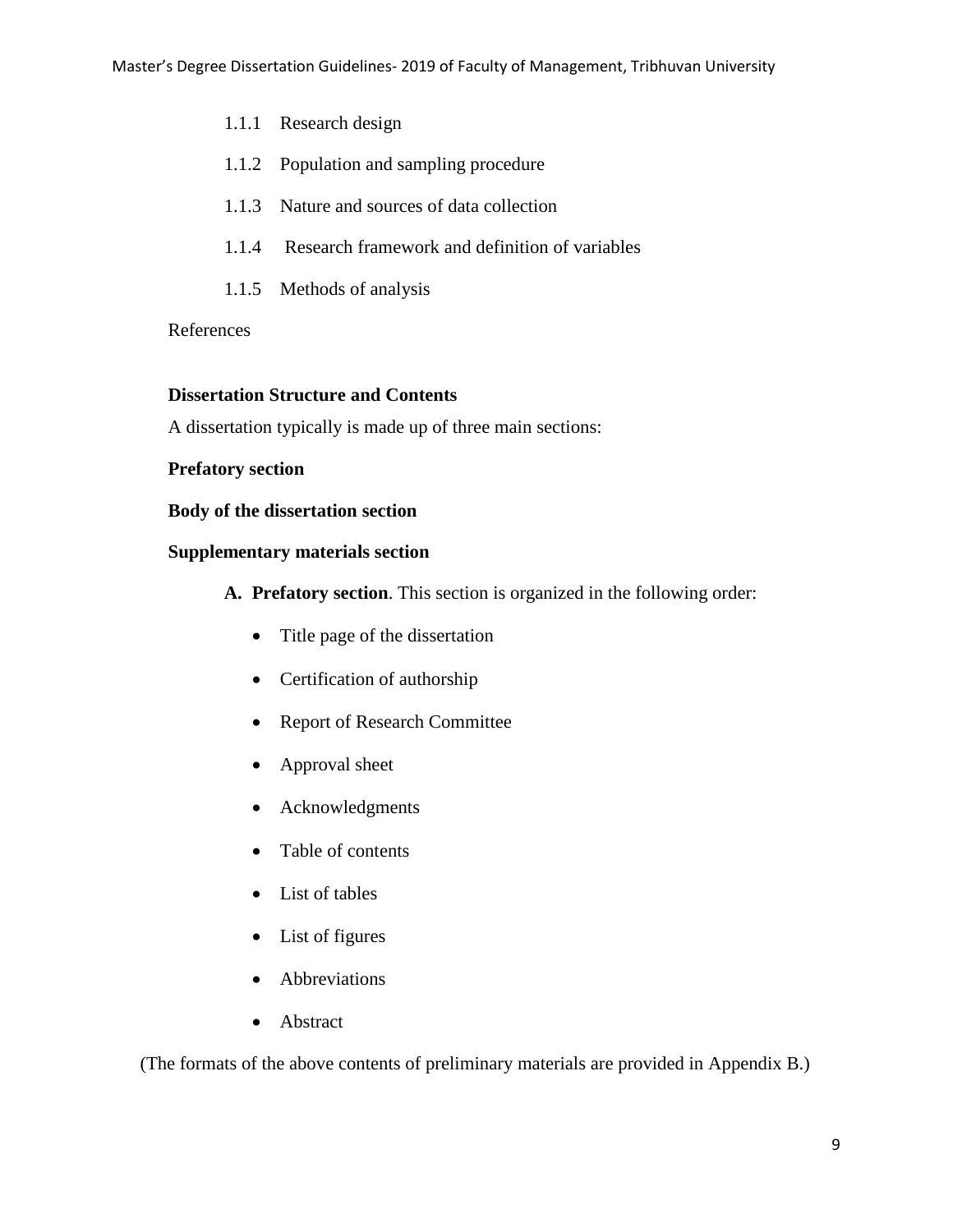1.1.1 Research design

1.1.2 Population and sampling procedure

1.1.3 Nature and sources of data collection

1.1.4 Research framework and definition of variables

1.1.5 Methods of analysis

References

**Dissertation Structure and Contents**

A dissertation typically is made up of three main sections:

**Prefatory section**

**Body of the dissertation section**

**Supplementary materials section**

**A. Prefatory section**. This section is organized in the following order:

- Title page of the dissertation
- Certification of authorship
- Report of Research Committee
- Approval sheet
- Acknowledgments
- Table of contents
- List of tables
- List of figures
- Abbreviations
- Abstract

(The formats of the above contents of preliminary materials are provided in Appendix B.)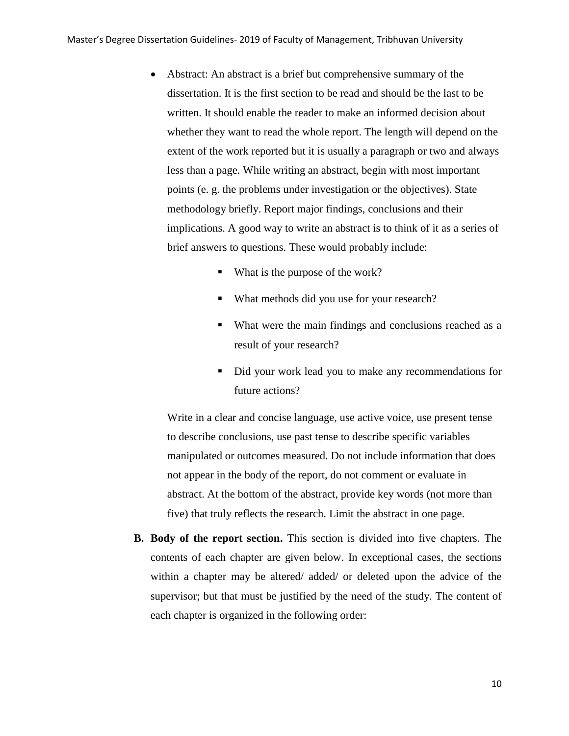- Abstract: An abstract is a brief but comprehensive summary of the dissertation. It is the first section to be read and should be the last to be written. It should enable the reader to make an informed decision about whether they want to read the whole report. The length will depend on the extent of the work reported but it is usually a paragraph or two and always less than a page. While writing an abstract, begin with most important points (e. g. the problems under investigation or the objectives). State methodology briefly. Report major findings, conclusions and their implications. A good way to write an abstract is to think of it as a series of brief answers to questions. These would probably include:

  - What is the purpose of the work?
  - What methods did you use for your research?
  - What were the main findings and conclusions reached as a result of your research?
  - Did your work lead you to make any recommendations for future actions?

  Write in a clear and concise language, use active voice, use present tense to describe conclusions, use past tense to describe specific variables manipulated or outcomes measured. Do not include information that does not appear in the body of the report, do not comment or evaluate in abstract. At the bottom of the abstract, provide key words (not more than five) that truly reflects the research. Limit the abstract in one page.

**B. Body of the report section.** This section is divided into five chapters. The contents of each chapter are given below. In exceptional cases, the sections within a chapter may be altered/ added/ or deleted upon the advice of the supervisor; but that must be justified by the need of the study. The content of each chapter is organized in the following order: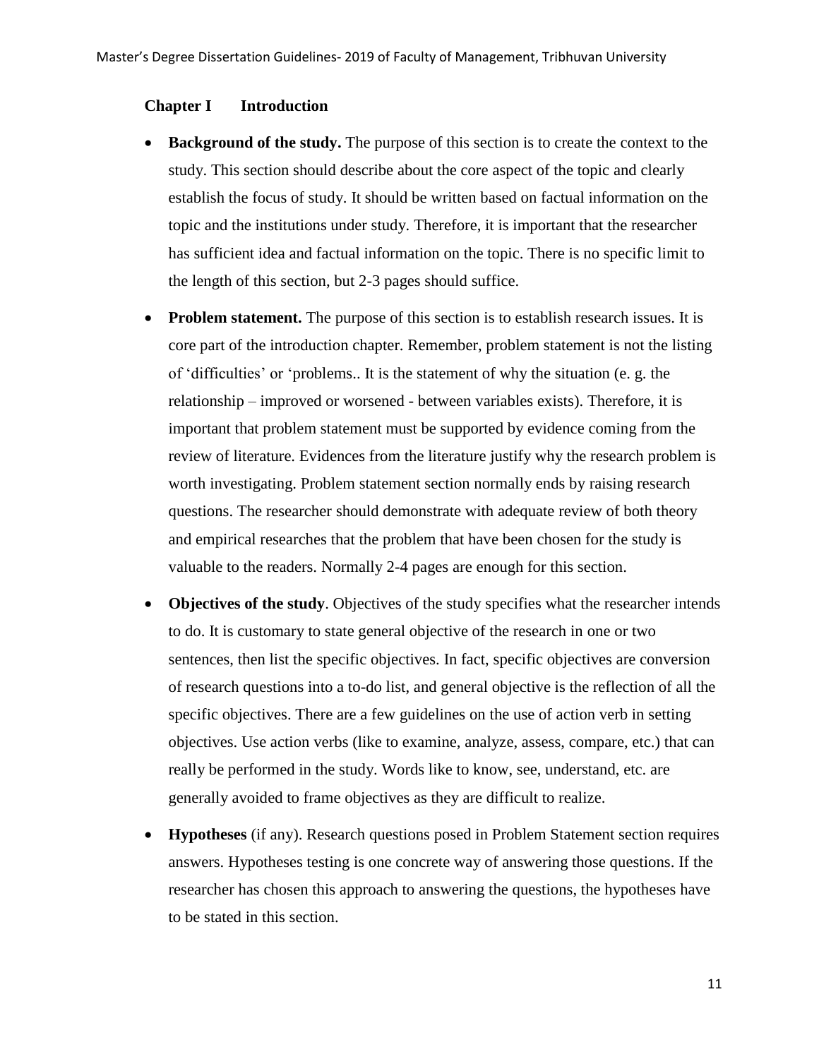## Chapter I Introduction

- **Background of the study.** The purpose of this section is to create the context to the study. This section should describe about the core aspect of the topic and clearly establish the focus of study. It should be written based on factual information on the topic and the institutions under study. Therefore, it is important that the researcher has sufficient idea and factual information on the topic. There is no specific limit to the length of this section, but 2-3 pages should suffice.
- **Problem statement.** The purpose of this section is to establish research issues. It is core part of the introduction chapter. Remember, problem statement is not the listing of 'difficulties' or 'problems.. It is the statement of why the situation (e. g. the relationship – improved or worsened - between variables exists). Therefore, it is important that problem statement must be supported by evidence coming from the review of literature. Evidences from the literature justify why the research problem is worth investigating. Problem statement section normally ends by raising research questions. The researcher should demonstrate with adequate review of both theory and empirical researches that the problem that have been chosen for the study is valuable to the readers. Normally 2-4 pages are enough for this section.
- **Objectives of the study**. Objectives of the study specifies what the researcher intends to do. It is customary to state general objective of the research in one or two sentences, then list the specific objectives. In fact, specific objectives are conversion of research questions into a to-do list, and general objective is the reflection of all the specific objectives. There are a few guidelines on the use of action verb in setting objectives. Use action verbs (like to examine, analyze, assess, compare, etc.) that can really be performed in the study. Words like to know, see, understand, etc. are generally avoided to frame objectives as they are difficult to realize.
- **Hypotheses** (if any). Research questions posed in Problem Statement section requires answers. Hypotheses testing is one concrete way of answering those questions. If the researcher has chosen this approach to answering the questions, the hypotheses have to be stated in this section.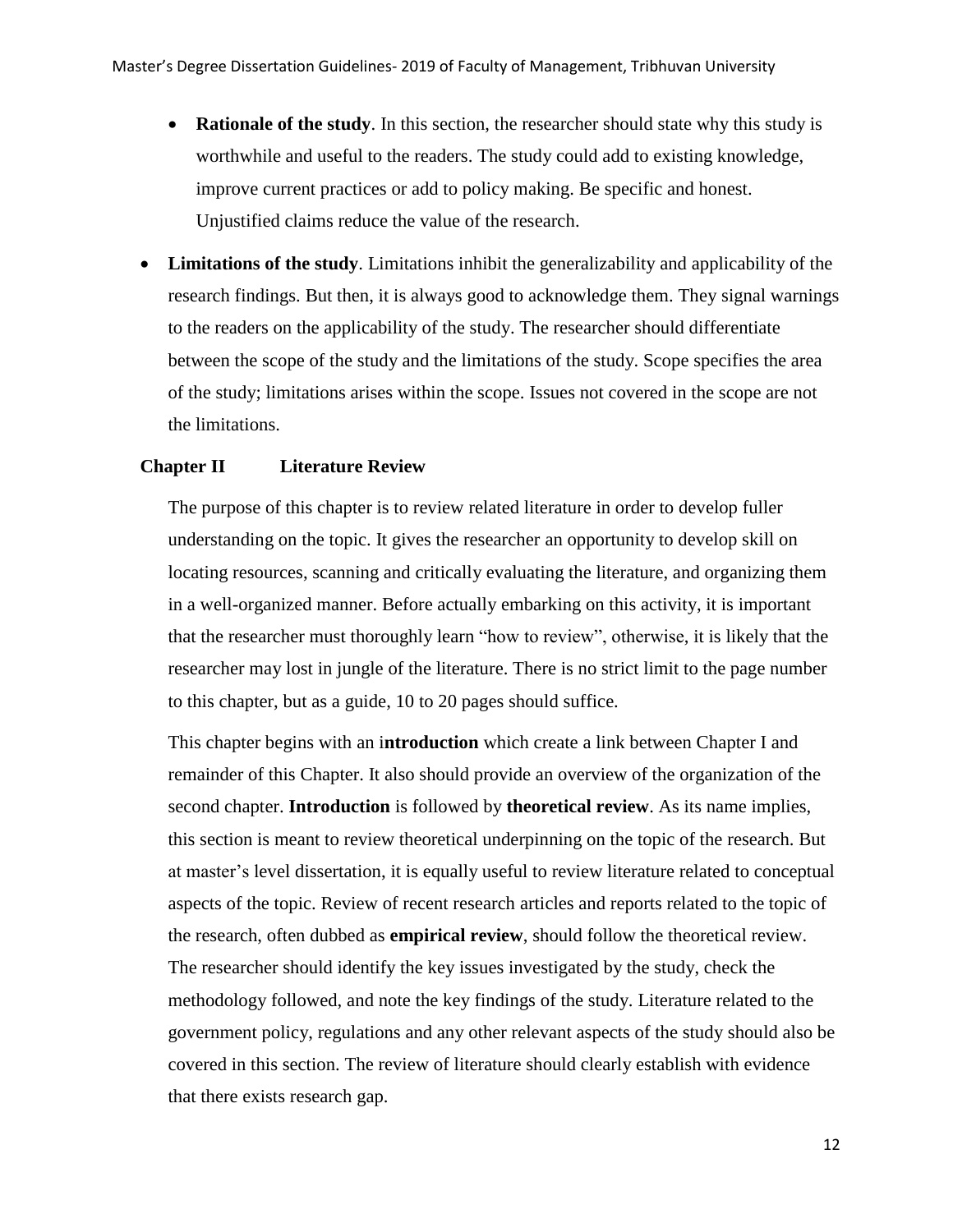- **Rationale of the study**. In this section, the researcher should state why this study is worthwhile and useful to the readers. The study could add to existing knowledge, improve current practices or add to policy making. Be specific and honest. Unjustified claims reduce the value of the research.

- **Limitations of the study**. Limitations inhibit the generalizability and applicability of the research findings. But then, it is always good to acknowledge them. They signal warnings to the readers on the applicability of the study. The researcher should differentiate between the scope of the study and the limitations of the study. Scope specifies the area of the study; limitations arises within the scope. Issues not covered in the scope are not the limitations.

## Chapter II Literature Review

The purpose of this chapter is to review related literature in order to develop fuller understanding on the topic. It gives the researcher an opportunity to develop skill on locating resources, scanning and critically evaluating the literature, and organizing them in a well-organized manner. Before actually embarking on this activity, it is important that the researcher must thoroughly learn "how to review", otherwise, it is likely that the researcher may lost in jungle of the literature. There is no strict limit to the page number to this chapter, but as a guide, 10 to 20 pages should suffice.

This chapter begins with an i**ntroduction** which create a link between Chapter I and remainder of this Chapter. It also should provide an overview of the organization of the second chapter. **Introduction** is followed by **theoretical review**. As its name implies, this section is meant to review theoretical underpinning on the topic of the research. But at master's level dissertation, it is equally useful to review literature related to conceptual aspects of the topic. Review of recent research articles and reports related to the topic of the research, often dubbed as **empirical review**, should follow the theoretical review. The researcher should identify the key issues investigated by the study, check the methodology followed, and note the key findings of the study. Literature related to the government policy, regulations and any other relevant aspects of the study should also be covered in this section. The review of literature should clearly establish with evidence that there exists research gap.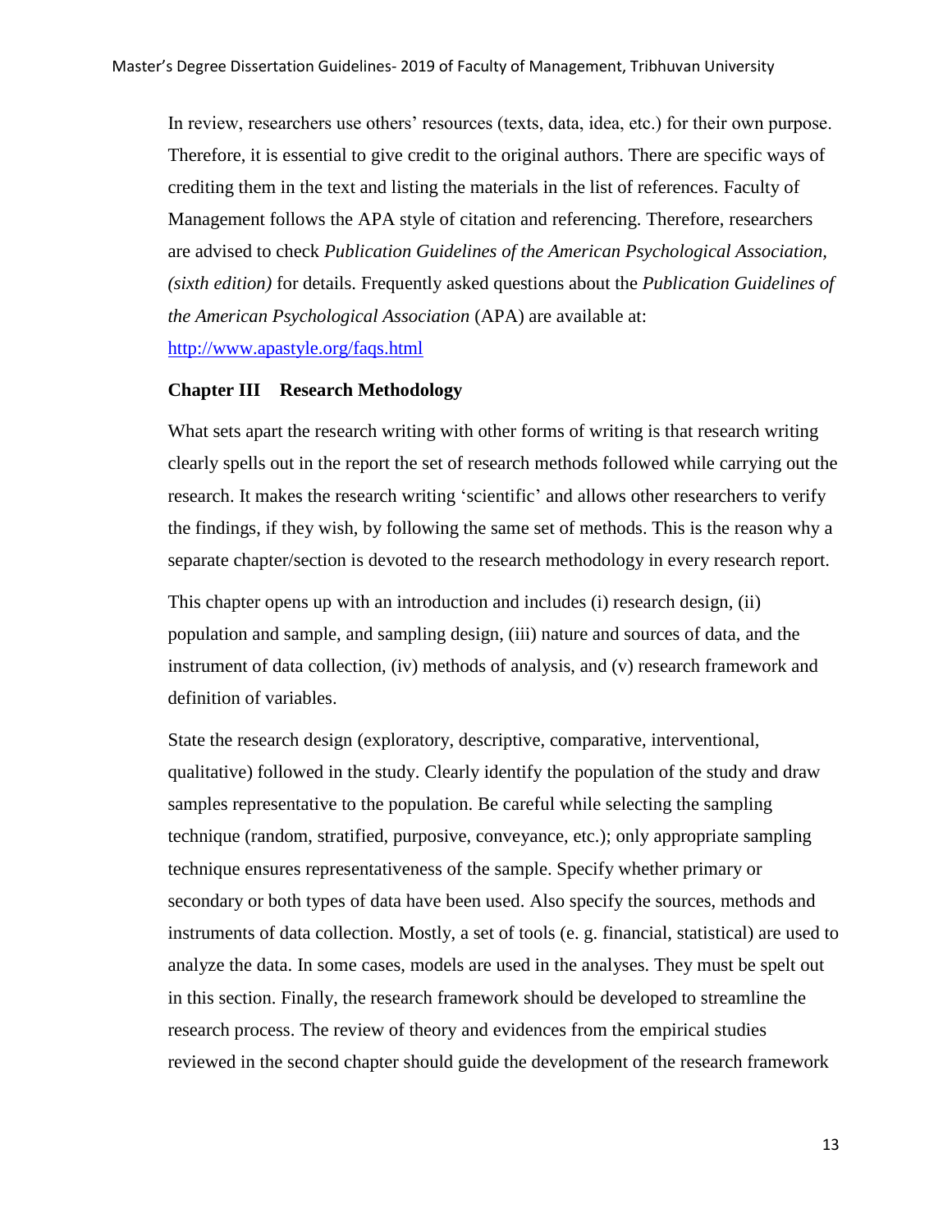In review, researchers use others' resources (texts, data, idea, etc.) for their own purpose. Therefore, it is essential to give credit to the original authors. There are specific ways of crediting them in the text and listing the materials in the list of references. Faculty of Management follows the APA style of citation and referencing. Therefore, researchers are advised to check *Publication Guidelines of the American Psychological Association, (sixth edition)* for details. Frequently asked questions about the *Publication Guidelines of the American Psychological Association* (APA) are available at: http://www.apastyle.org/faqs.html

## Chapter III Research Methodology

What sets apart the research writing with other forms of writing is that research writing clearly spells out in the report the set of research methods followed while carrying out the research. It makes the research writing 'scientific' and allows other researchers to verify the findings, if they wish, by following the same set of methods. This is the reason why a separate chapter/section is devoted to the research methodology in every research report.

This chapter opens up with an introduction and includes (i) research design, (ii) population and sample, and sampling design, (iii) nature and sources of data, and the instrument of data collection, (iv) methods of analysis, and (v) research framework and definition of variables.

State the research design (exploratory, descriptive, comparative, interventional, qualitative) followed in the study. Clearly identify the population of the study and draw samples representative to the population. Be careful while selecting the sampling technique (random, stratified, purposive, conveyance, etc.); only appropriate sampling technique ensures representativeness of the sample. Specify whether primary or secondary or both types of data have been used. Also specify the sources, methods and instruments of data collection. Mostly, a set of tools (e. g. financial, statistical) are used to analyze the data. In some cases, models are used in the analyses. They must be spelt out in this section. Finally, the research framework should be developed to streamline the research process. The review of theory and evidences from the empirical studies reviewed in the second chapter should guide the development of the research framework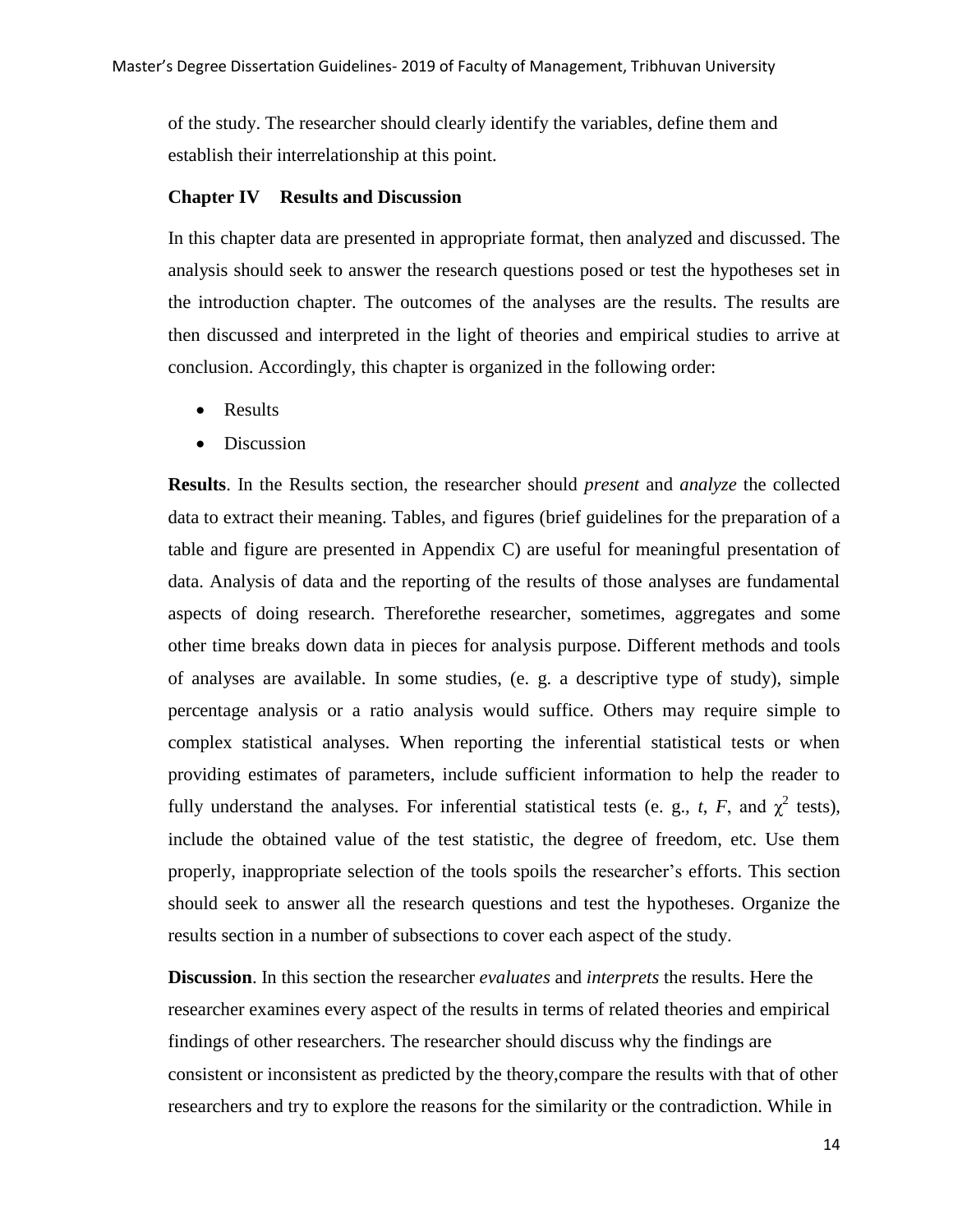of the study. The researcher should clearly identify the variables, define them and establish their interrelationship at this point.

**Chapter IV Results and Discussion**

In this chapter data are presented in appropriate format, then analyzed and discussed. The analysis should seek to answer the research questions posed or test the hypotheses set in the introduction chapter. The outcomes of the analyses are the results. The results are then discussed and interpreted in the light of theories and empirical studies to arrive at conclusion. Accordingly, this chapter is organized in the following order:

- Results
- Discussion

**Results**. In the Results section, the researcher should *present* and *analyze* the collected data to extract their meaning. Tables, and figures (brief guidelines for the preparation of a table and figure are presented in Appendix C) are useful for meaningful presentation of data. Analysis of data and the reporting of the results of those analyses are fundamental aspects of doing research. Thereforethe researcher, sometimes, aggregates and some other time breaks down data in pieces for analysis purpose. Different methods and tools of analyses are available. In some studies, (e. g. a descriptive type of study), simple percentage analysis or a ratio analysis would suffice. Others may require simple to complex statistical analyses. When reporting the inferential statistical tests or when providing estimates of parameters, include sufficient information to help the reader to fully understand the analyses. For inferential statistical tests (e. g., $t$, $F$, and $\chi^2$ tests), include the obtained value of the test statistic, the degree of freedom, etc. Use them properly, inappropriate selection of the tools spoils the researcher's efforts. This section should seek to answer all the research questions and test the hypotheses. Organize the results section in a number of subsections to cover each aspect of the study.

**Discussion**. In this section the researcher *evaluates* and *interprets* the results. Here the researcher examines every aspect of the results in terms of related theories and empirical findings of other researchers. The researcher should discuss why the findings are consistent or inconsistent as predicted by the theory,compare the results with that of other researchers and try to explore the reasons for the similarity or the contradiction. While in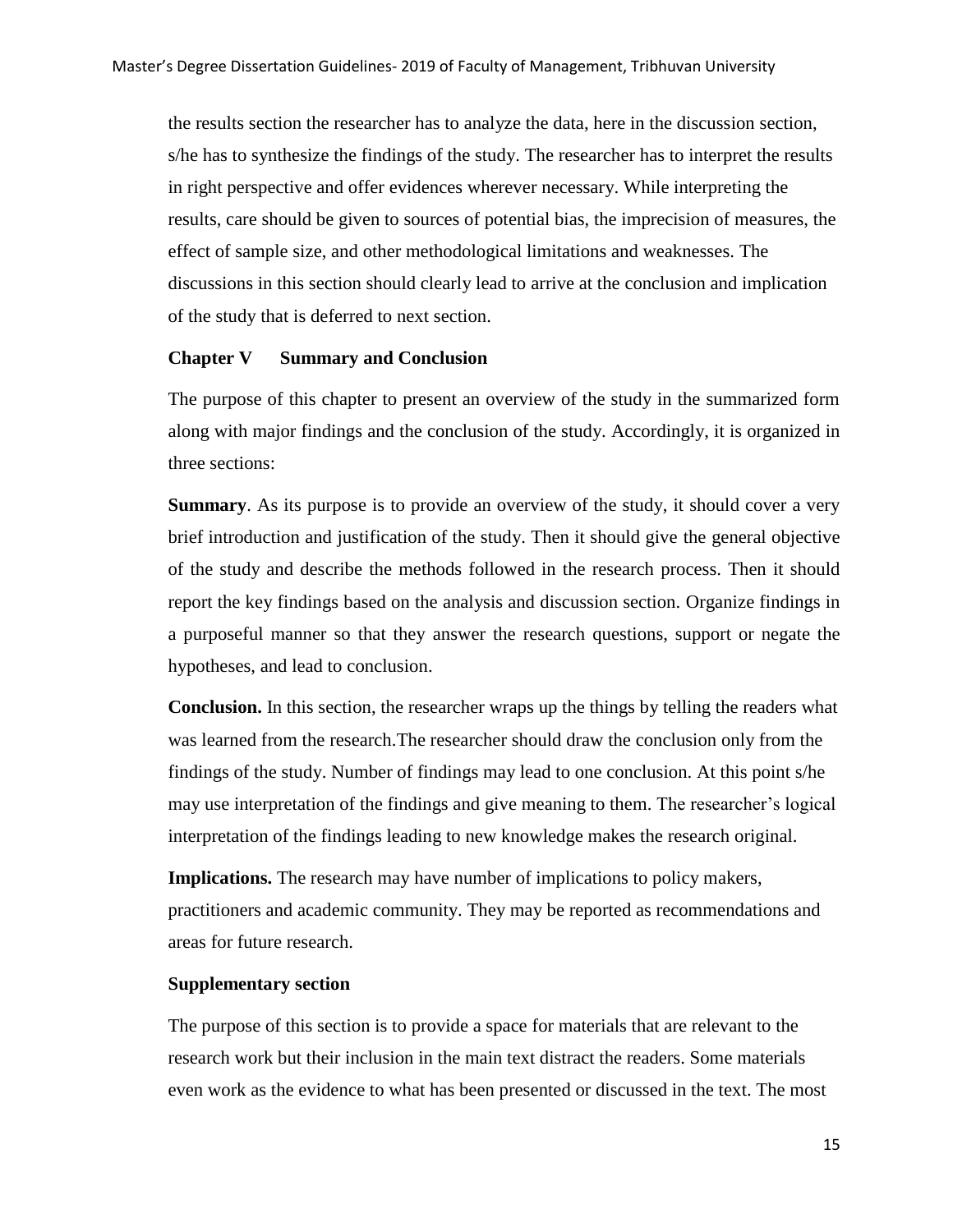the results section the researcher has to analyze the data, here in the discussion section, s/he has to synthesize the findings of the study. The researcher has to interpret the results in right perspective and offer evidences wherever necessary. While interpreting the results, care should be given to sources of potential bias, the imprecision of measures, the effect of sample size, and other methodological limitations and weaknesses. The discussions in this section should clearly lead to arrive at the conclusion and implication of the study that is deferred to next section.

### Chapter V Summary and Conclusion

The purpose of this chapter to present an overview of the study in the summarized form along with major findings and the conclusion of the study. Accordingly, it is organized in three sections:

**Summary**. As its purpose is to provide an overview of the study, it should cover a very brief introduction and justification of the study. Then it should give the general objective of the study and describe the methods followed in the research process. Then it should report the key findings based on the analysis and discussion section. Organize findings in a purposeful manner so that they answer the research questions, support or negate the hypotheses, and lead to conclusion.

**Conclusion.** In this section, the researcher wraps up the things by telling the readers what was learned from the research.The researcher should draw the conclusion only from the findings of the study. Number of findings may lead to one conclusion. At this point s/he may use interpretation of the findings and give meaning to them. The researcher's logical interpretation of the findings leading to new knowledge makes the research original.

**Implications.** The research may have number of implications to policy makers, practitioners and academic community. They may be reported as recommendations and areas for future research.

### Supplementary section

The purpose of this section is to provide a space for materials that are relevant to the research work but their inclusion in the main text distract the readers. Some materials even work as the evidence to what has been presented or discussed in the text. The most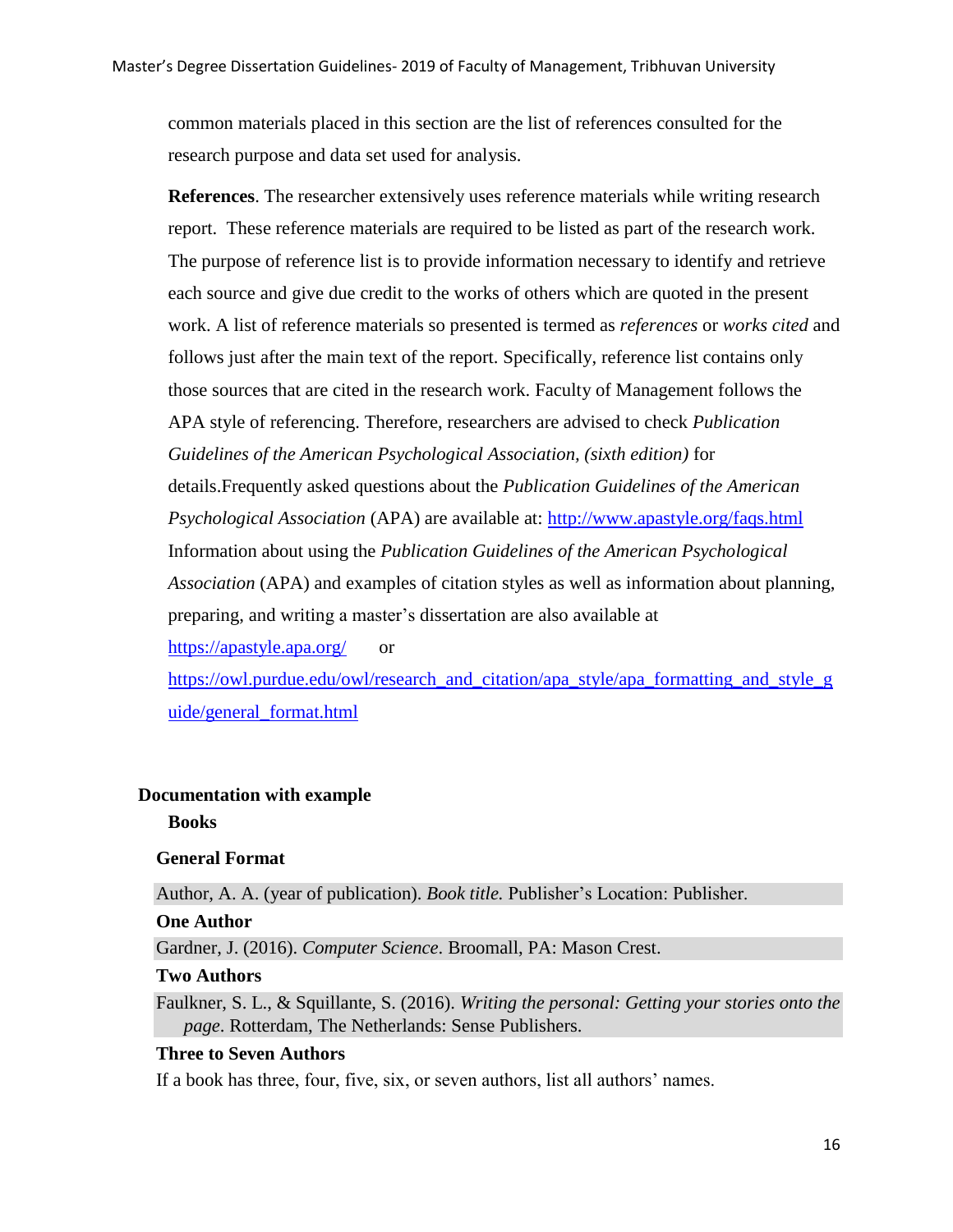common materials placed in this section are the list of references consulted for the research purpose and data set used for analysis.

**References**. The researcher extensively uses reference materials while writing research report. These reference materials are required to be listed as part of the research work. The purpose of reference list is to provide information necessary to identify and retrieve each source and give due credit to the works of others which are quoted in the present work. A list of reference materials so presented is termed as *references* or *works cited* and follows just after the main text of the report. Specifically, reference list contains only those sources that are cited in the research work. Faculty of Management follows the APA style of referencing. Therefore, researchers are advised to check *Publication Guidelines of the American Psychological Association, (sixth edition)* for details.Frequently asked questions about the *Publication Guidelines of the American Psychological Association* (APA) are available at: http://www.apastyle.org/faqs.html Information about using the *Publication Guidelines of the American Psychological Association* (APA) and examples of citation styles as well as information about planning, preparing, and writing a master's dissertation are also available at https://apastyle.apa.org/ or https://owl.purdue.edu/owl/research_and_citation/apa_style/apa_formatting_and_style_guide/general_format.html

**Documentation with example**

**Books**

**General Format**

Author, A. A. (year of publication). *Book title.* Publisher's Location: Publisher.

**One Author**

Gardner, J. (2016). *Computer Science*. Broomall, PA: Mason Crest.

**Two Authors**

Faulkner, S. L., & Squillante, S. (2016). *Writing the personal: Getting your stories onto the page*. Rotterdam, The Netherlands: Sense Publishers.

**Three to Seven Authors**

If a book has three, four, five, six, or seven authors, list all authors' names.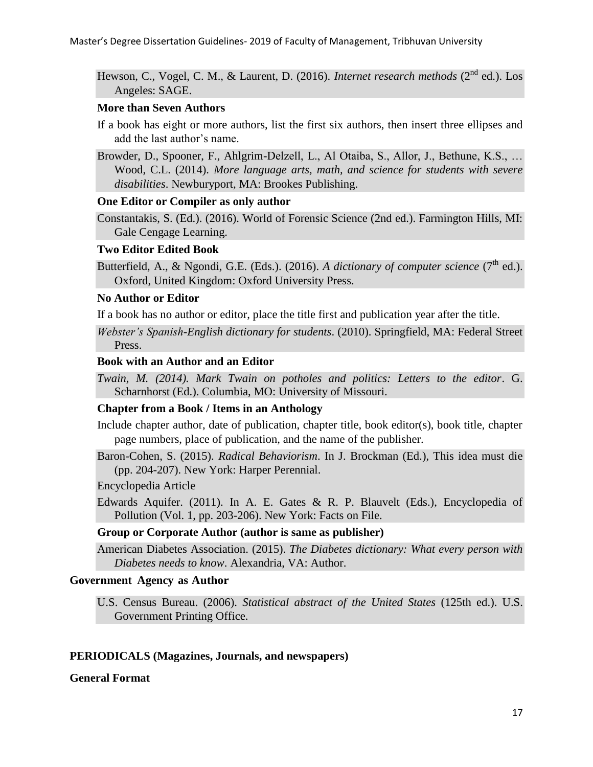Hewson, C., Vogel, C. M., & Laurent, D. (2016). *Internet research methods* (2nd ed.). Los Angeles: SAGE.

**More than Seven Authors**

If a book has eight or more authors, list the first six authors, then insert three ellipses and add the last author's name.

Browder, D., Spooner, F., Ahlgrim-Delzell, L., Al Otaiba, S., Allor, J., Bethune, K.S., … Wood, C.L. (2014). *More language arts, math, and science for students with severe disabilities*. Newburyport, MA: Brookes Publishing.

**One Editor or Compiler as only author**

Constantakis, S. (Ed.). (2016). World of Forensic Science (2nd ed.). Farmington Hills, MI: Gale Cengage Learning.

**Two Editor Edited Book**

Butterfield, A., & Ngondi, G.E. (Eds.). (2016). *A dictionary of computer science* (7th ed.). Oxford, United Kingdom: Oxford University Press.

**No Author or Editor**

If a book has no author or editor, place the title first and publication year after the title.

*Webster's Spanish-English dictionary for students*. (2010). Springfield, MA: Federal Street Press.

**Book with an Author and an Editor**

*Twain, M. (2014). Mark Twain on potholes and politics: Letters to the editor*. G. Scharnhorst (Ed.). Columbia, MO: University of Missouri.

**Chapter from a Book / Items in an Anthology**

Include chapter author, date of publication, chapter title, book editor(s), book title, chapter page numbers, place of publication, and the name of the publisher.

Baron-Cohen, S. (2015). *Radical Behaviorism*. In J. Brockman (Ed.), This idea must die (pp. 204-207). New York: Harper Perennial.

Encyclopedia Article

Edwards Aquifer. (2011). In A. E. Gates & R. P. Blauvelt (Eds.), Encyclopedia of Pollution (Vol. 1, pp. 203-206). New York: Facts on File.

**Group or Corporate Author (author is same as publisher)**

American Diabetes Association. (2015). *The Diabetes dictionary: What every person with Diabetes needs to know*. Alexandria, VA: Author.

**Government Agency as Author**

U.S. Census Bureau. (2006). *Statistical abstract of the United States* (125th ed.). U.S. Government Printing Office.

**PERIODICALS (Magazines, Journals, and newspapers)**

**General Format**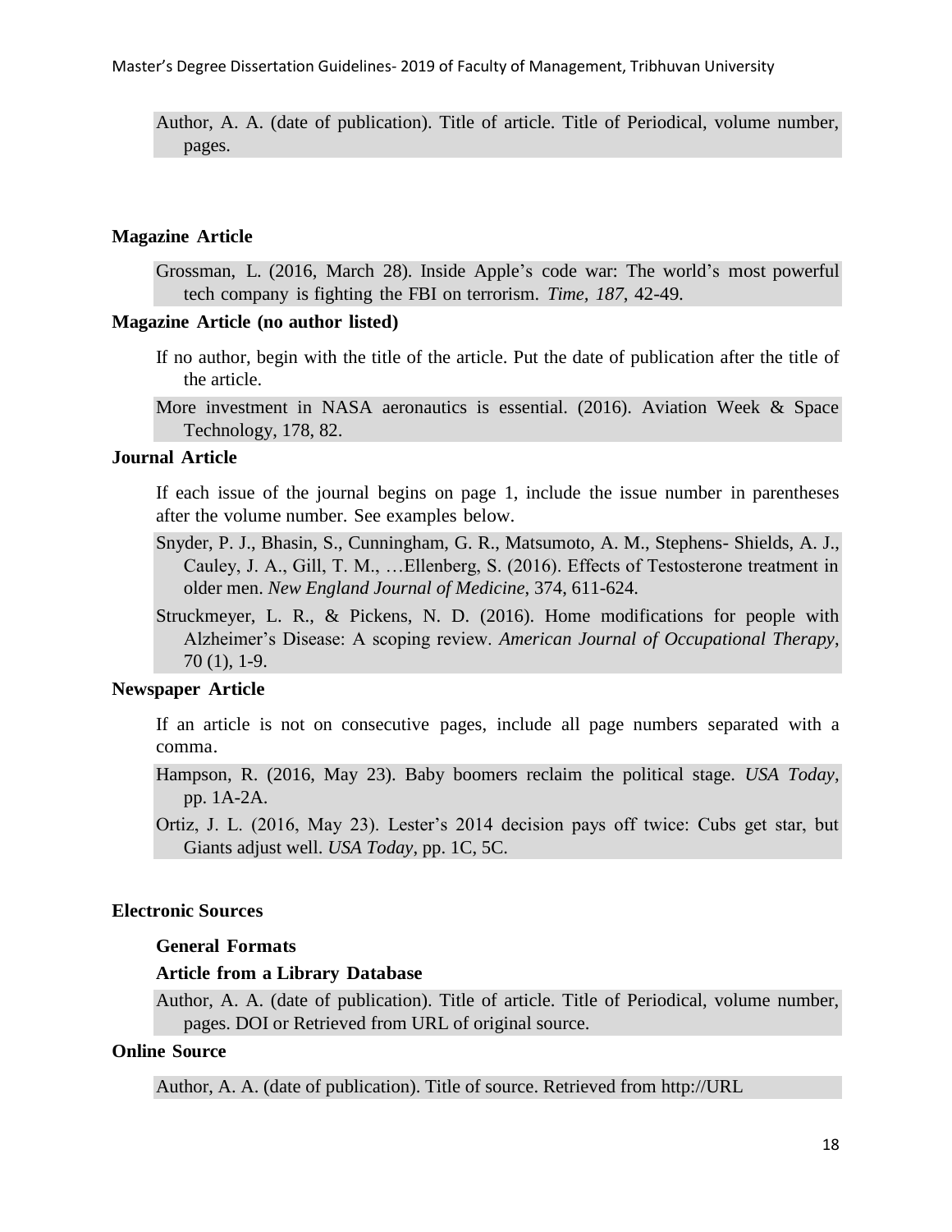Author, A. A. (date of publication). Title of article. Title of Periodical, volume number, pages.

**Magazine Article**

Grossman, L. (2016, March 28). Inside Apple's code war: The world's most powerful tech company is fighting the FBI on terrorism. *Time, 187*, 42-49.

**Magazine Article (no author listed)**

If no author, begin with the title of the article. Put the date of publication after the title of the article.

More investment in NASA aeronautics is essential. (2016). Aviation Week & Space Technology, 178, 82.

**Journal Article**

If each issue of the journal begins on page 1, include the issue number in parentheses after the volume number. See examples below.

Snyder, P. J., Bhasin, S., Cunningham, G. R., Matsumoto, A. M., Stephens- Shields, A. J., Cauley, J. A., Gill, T. M., …Ellenberg, S. (2016). Effects of Testosterone treatment in older men. *New England Journal of Medicine*, 374, 611-624.

Struckmeyer, L. R., & Pickens, N. D. (2016). Home modifications for people with Alzheimer's Disease: A scoping review. *American Journal of Occupational Therapy*, 70 (1), 1-9.

**Newspaper Article**

If an article is not on consecutive pages, include all page numbers separated with a comma.

Hampson, R. (2016, May 23). Baby boomers reclaim the political stage. *USA Today*, pp. 1A-2A.

Ortiz, J. L. (2016, May 23). Lester's 2014 decision pays off twice: Cubs get star, but Giants adjust well. *USA Today*, pp. 1C, 5C.

**Electronic Sources**

**General Formats**

**Article from a Library Database**

Author, A. A. (date of publication). Title of article. Title of Periodical, volume number, pages. DOI or Retrieved from URL of original source.

**Online Source**

Author, A. A. (date of publication). Title of source. Retrieved from http://URL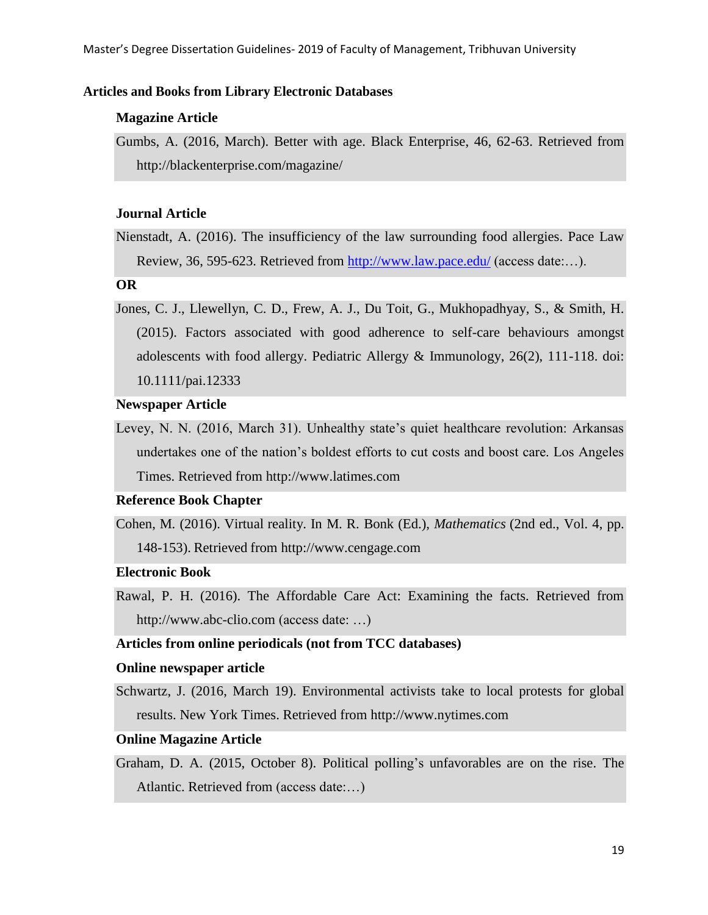### Articles and Books from Library Electronic Databases

#### Magazine Article

Gumbs, A. (2016, March). Better with age. Black Enterprise, 46, 62-63. Retrieved from http://blackenterprise.com/magazine/

#### Journal Article

Nienstadt, A. (2016). The insufficiency of the law surrounding food allergies. Pace Law Review, 36, 595-623. Retrieved from http://www.law.pace.edu/ (access date:…).

**OR**

Jones, C. J., Llewellyn, C. D., Frew, A. J., Du Toit, G., Mukhopadhyay, S., & Smith, H. (2015). Factors associated with good adherence to self-care behaviours amongst adolescents with food allergy. Pediatric Allergy & Immunology, 26(2), 111-118. doi: 10.1111/pai.12333

#### Newspaper Article

Levey, N. N. (2016, March 31). Unhealthy state's quiet healthcare revolution: Arkansas undertakes one of the nation's boldest efforts to cut costs and boost care. Los Angeles Times. Retrieved from http://www.latimes.com

#### Reference Book Chapter

Cohen, M. (2016). Virtual reality. In M. R. Bonk (Ed.), *Mathematics* (2nd ed., Vol. 4, pp. 148-153). Retrieved from http://www.cengage.com

#### Electronic Book

Rawal, P. H. (2016). The Affordable Care Act: Examining the facts. Retrieved from http://www.abc-clio.com (access date: …)

#### Articles from online periodicals (not from TCC databases)

#### Online newspaper article

Schwartz, J. (2016, March 19). Environmental activists take to local protests for global results. New York Times. Retrieved from http://www.nytimes.com

#### Online Magazine Article

Graham, D. A. (2015, October 8). Political polling's unfavorables are on the rise. The Atlantic. Retrieved from (access date:…)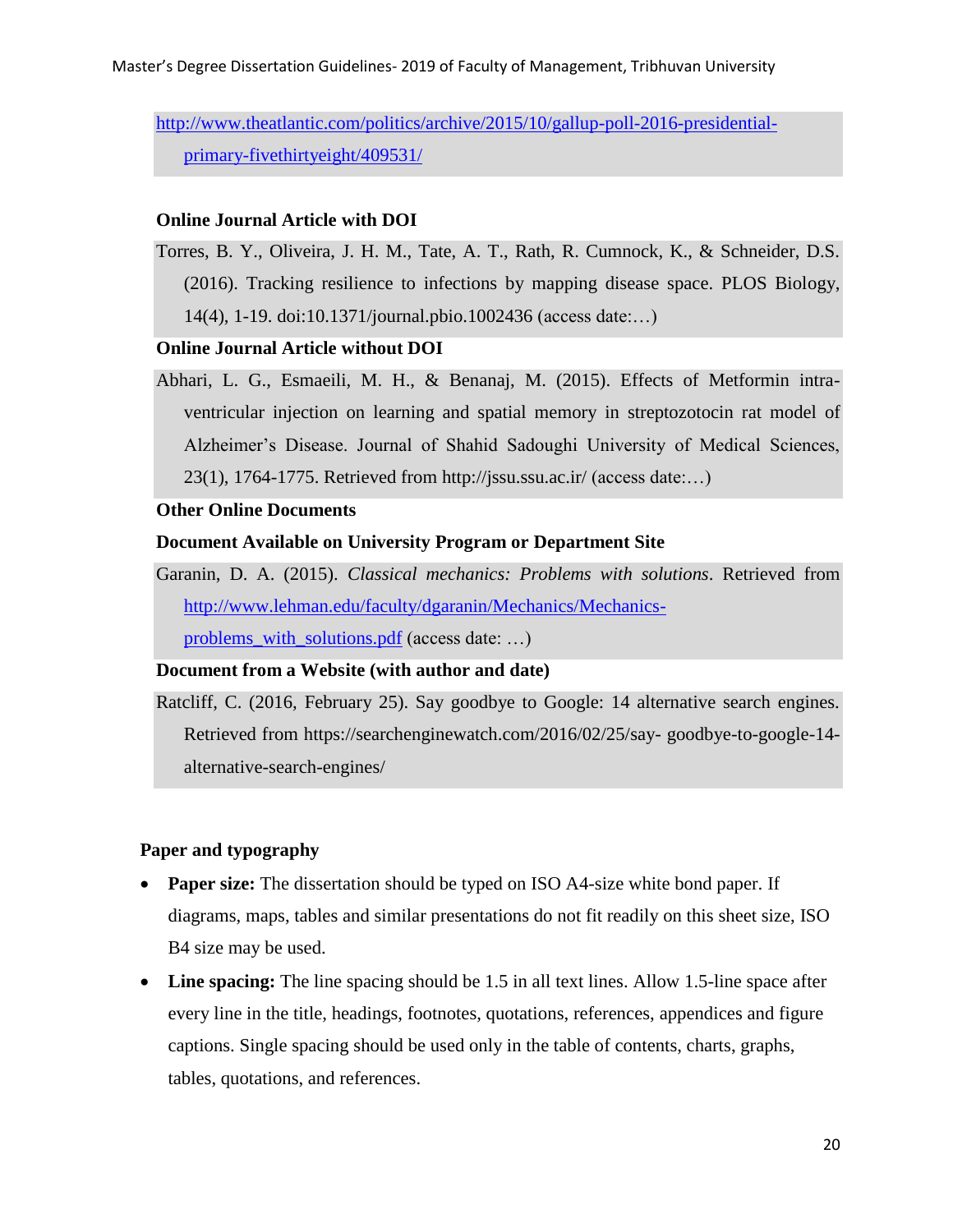http://www.theatlantic.com/politics/archive/2015/10/gallup-poll-2016-presidential-primary-fivethirtyeight/409531/

**Online Journal Article with DOI**

Torres, B. Y., Oliveira, J. H. M., Tate, A. T., Rath, R. Cumnock, K., & Schneider, D.S. (2016). Tracking resilience to infections by mapping disease space. PLOS Biology, 14(4), 1-19. doi:10.1371/journal.pbio.1002436 (access date:…)

**Online Journal Article without DOI**

Abhari, L. G., Esmaeili, M. H., & Benanaj, M. (2015). Effects of Metformin intra-ventricular injection on learning and spatial memory in streptozotocin rat model of Alzheimer's Disease. Journal of Shahid Sadoughi University of Medical Sciences, 23(1), 1764-1775. Retrieved from http://jssu.ssu.ac.ir/ (access date:…)

**Other Online Documents**

**Document Available on University Program or Department Site**

Garanin, D. A. (2015). *Classical mechanics: Problems with solutions*. Retrieved from http://www.lehman.edu/faculty/dgaranin/Mechanics/Mechanics-problems_with_solutions.pdf (access date: …)

**Document from a Website (with author and date)**

Ratcliff, C. (2016, February 25). Say goodbye to Google: 14 alternative search engines. Retrieved from https://searchenginewatch.com/2016/02/25/say- goodbye-to-google-14-alternative-search-engines/

**Paper and typography**

- **Paper size:** The dissertation should be typed on ISO A4-size white bond paper. If diagrams, maps, tables and similar presentations do not fit readily on this sheet size, ISO B4 size may be used.
- **Line spacing:** The line spacing should be 1.5 in all text lines. Allow 1.5-line space after every line in the title, headings, footnotes, quotations, references, appendices and figure captions. Single spacing should be used only in the table of contents, charts, graphs, tables, quotations, and references.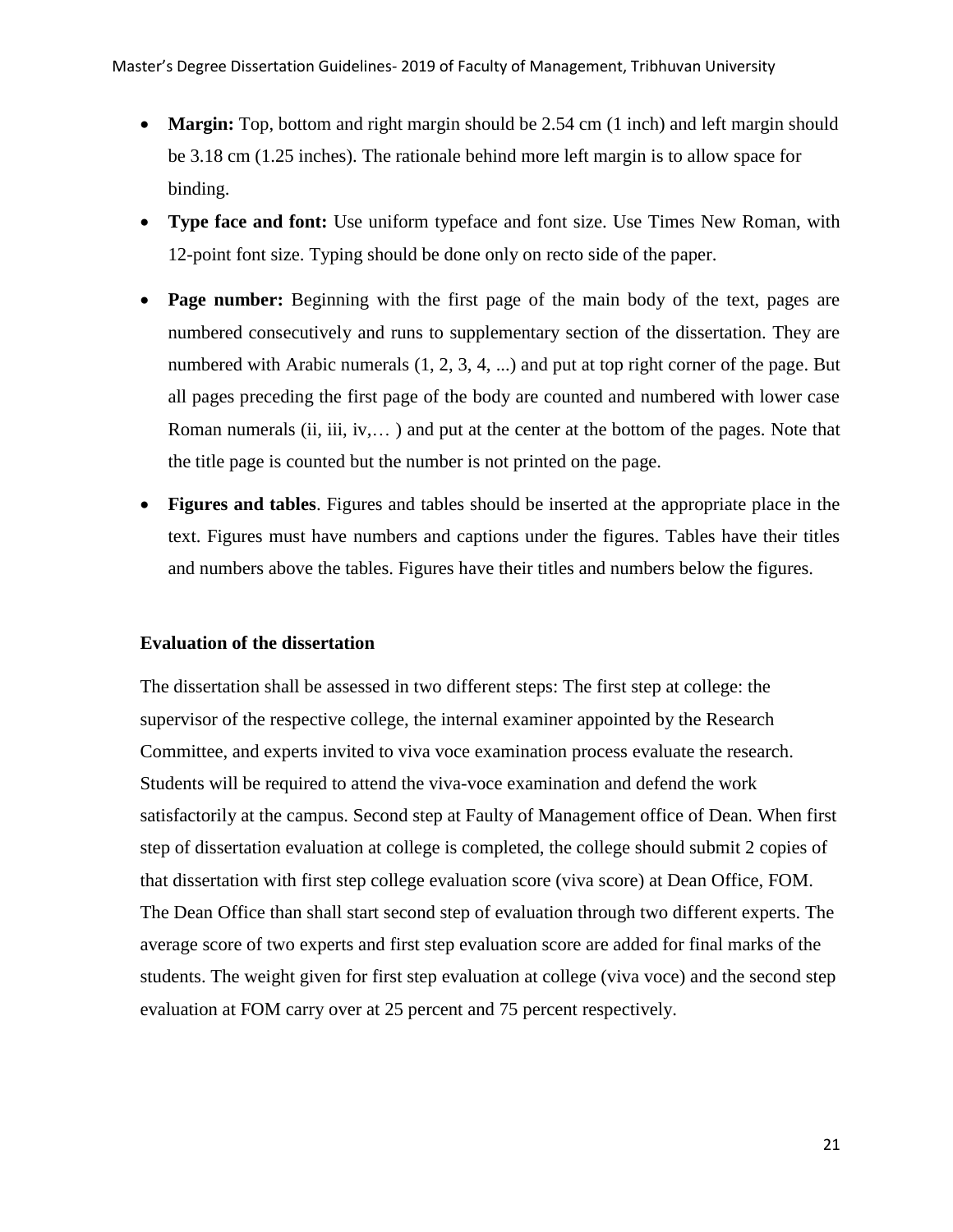- **Margin:** Top, bottom and right margin should be 2.54 cm (1 inch) and left margin should be 3.18 cm (1.25 inches). The rationale behind more left margin is to allow space for binding.
- **Type face and font:** Use uniform typeface and font size. Use Times New Roman, with 12-point font size. Typing should be done only on recto side of the paper.
- **Page number:** Beginning with the first page of the main body of the text, pages are numbered consecutively and runs to supplementary section of the dissertation. They are numbered with Arabic numerals (1, 2, 3, 4, ...) and put at top right corner of the page. But all pages preceding the first page of the body are counted and numbered with lower case Roman numerals (ii, iii, iv,… ) and put at the center at the bottom of the pages. Note that the title page is counted but the number is not printed on the page.
- **Figures and tables**. Figures and tables should be inserted at the appropriate place in the text. Figures must have numbers and captions under the figures. Tables have their titles and numbers above the tables. Figures have their titles and numbers below the figures.

**Evaluation of the dissertation**

The dissertation shall be assessed in two different steps: The first step at college: the supervisor of the respective college, the internal examiner appointed by the Research Committee, and experts invited to viva voce examination process evaluate the research. Students will be required to attend the viva-voce examination and defend the work satisfactorily at the campus. Second step at Faulty of Management office of Dean. When first step of dissertation evaluation at college is completed, the college should submit 2 copies of that dissertation with first step college evaluation score (viva score) at Dean Office, FOM. The Dean Office than shall start second step of evaluation through two different experts. The average score of two experts and first step evaluation score are added for final marks of the students. The weight given for first step evaluation at college (viva voce) and the second step evaluation at FOM carry over at 25 percent and 75 percent respectively.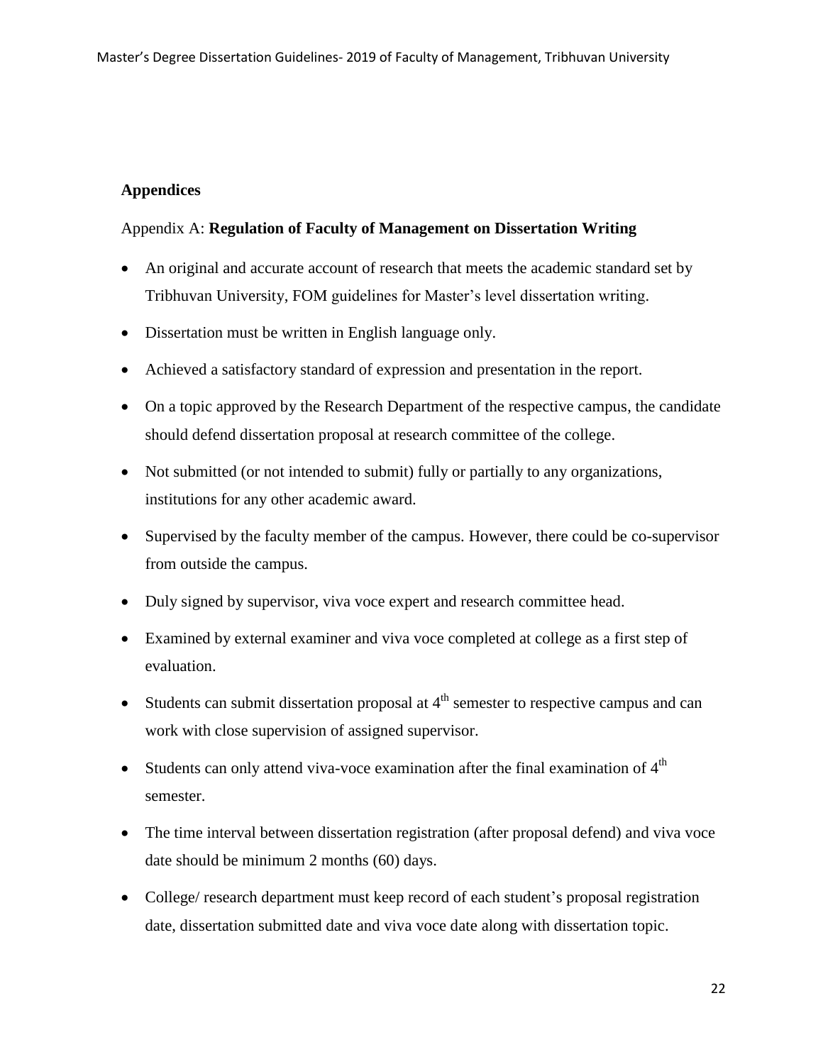## Appendices

Appendix A: **Regulation of Faculty of Management on Dissertation Writing**

- An original and accurate account of research that meets the academic standard set by Tribhuvan University, FOM guidelines for Master's level dissertation writing.
- Dissertation must be written in English language only.
- Achieved a satisfactory standard of expression and presentation in the report.
- On a topic approved by the Research Department of the respective campus, the candidate should defend dissertation proposal at research committee of the college.
- Not submitted (or not intended to submit) fully or partially to any organizations, institutions for any other academic award.
- Supervised by the faculty member of the campus. However, there could be co-supervisor from outside the campus.
- Duly signed by supervisor, viva voce expert and research committee head.
- Examined by external examiner and viva voce completed at college as a first step of evaluation.
- Students can submit dissertation proposal at 4th semester to respective campus and can work with close supervision of assigned supervisor.
- Students can only attend viva-voce examination after the final examination of 4th semester.
- The time interval between dissertation registration (after proposal defend) and viva voce date should be minimum 2 months (60) days.
- College/ research department must keep record of each student's proposal registration date, dissertation submitted date and viva voce date along with dissertation topic.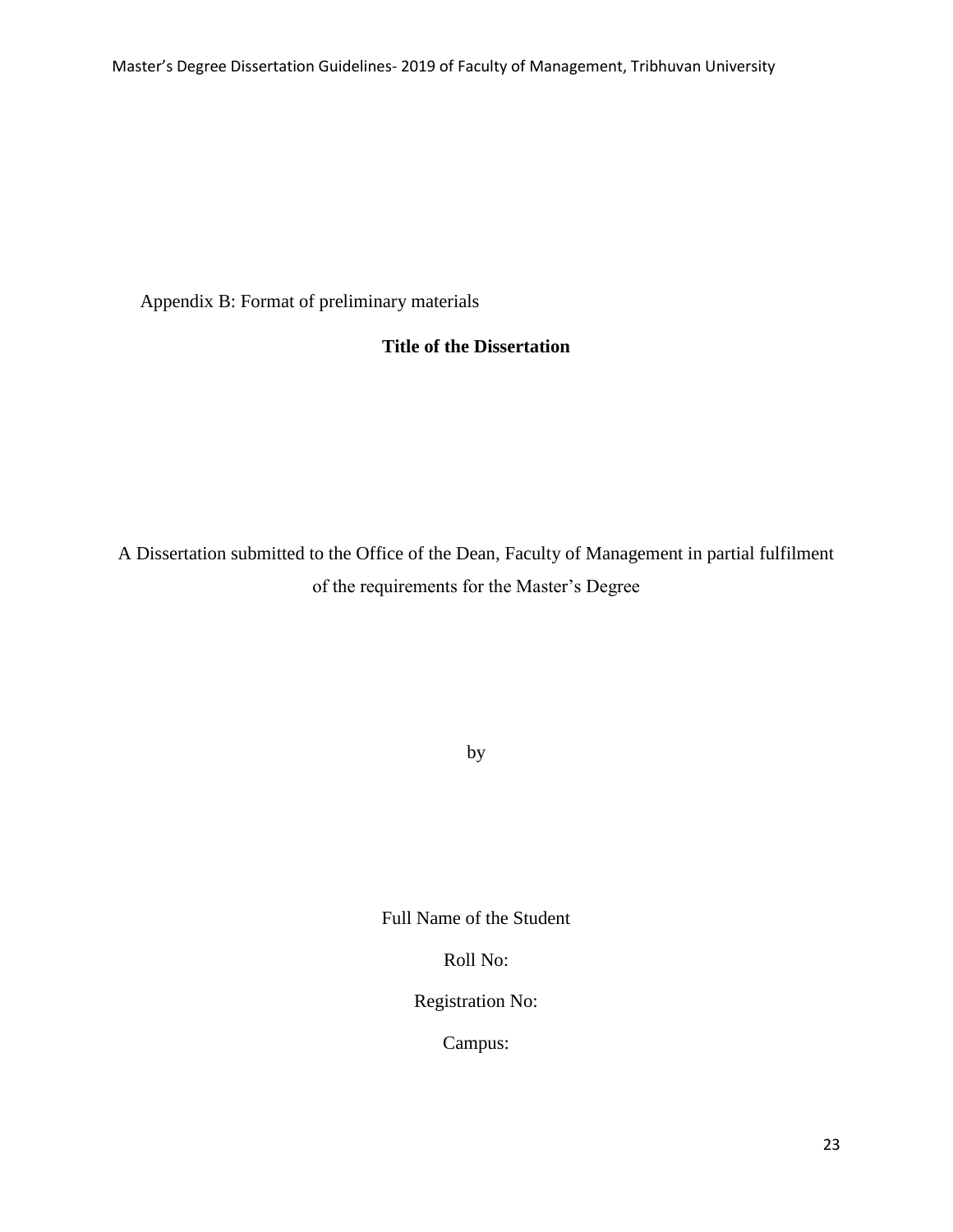Appendix B: Format of preliminary materials

**Title of the Dissertation**

A Dissertation submitted to the Office of the Dean, Faculty of Management in partial fulfilment of the requirements for the Master's Degree

by

Full Name of the Student

Roll No:

Registration No:

Campus: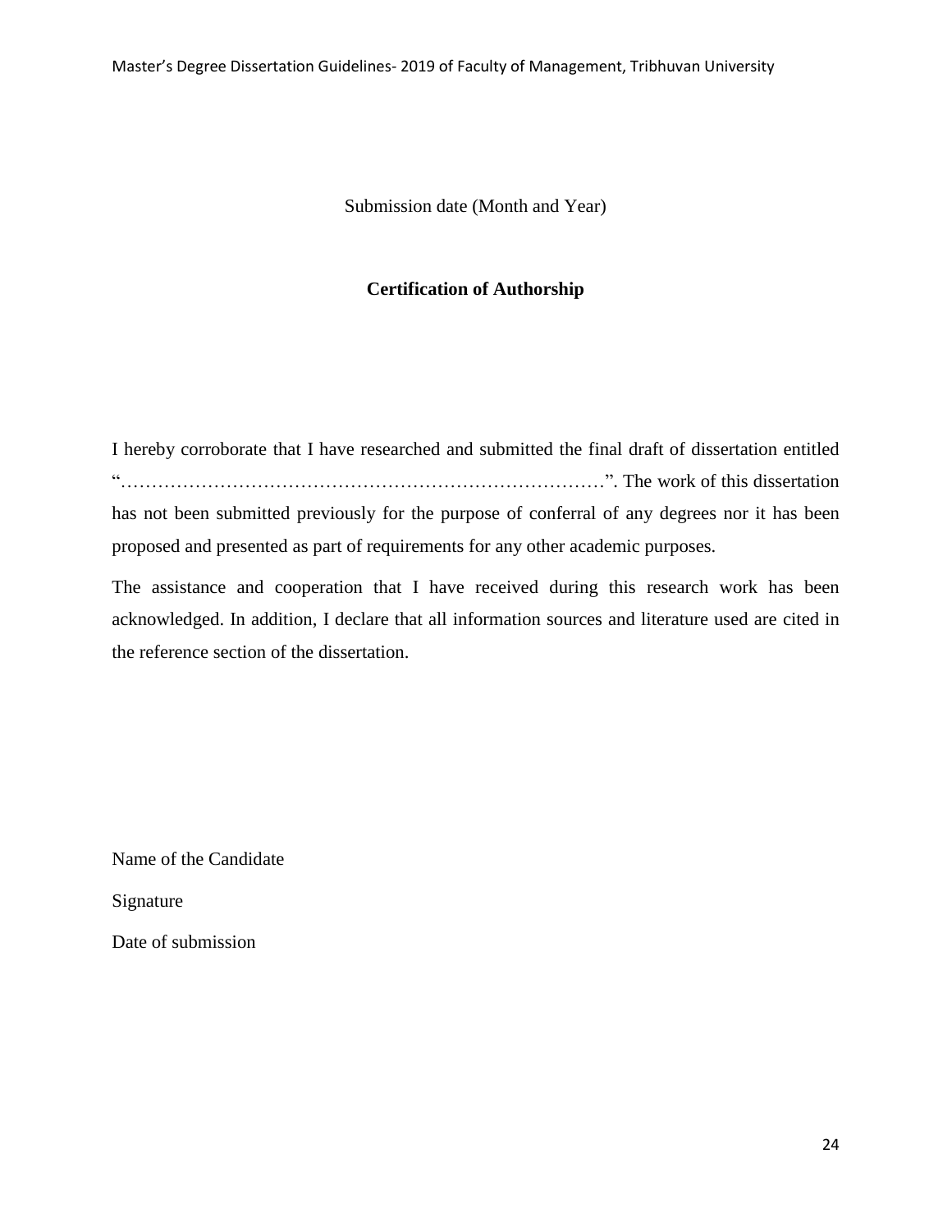Submission date (Month and Year)

**Certification of Authorship**

I hereby corroborate that I have researched and submitted the final draft of dissertation entitled "……………………………………………………………………". The work of this dissertation has not been submitted previously for the purpose of conferral of any degrees nor it has been proposed and presented as part of requirements for any other academic purposes.

The assistance and cooperation that I have received during this research work has been acknowledged. In addition, I declare that all information sources and literature used are cited in the reference section of the dissertation.

Name of the Candidate

Signature

Date of submission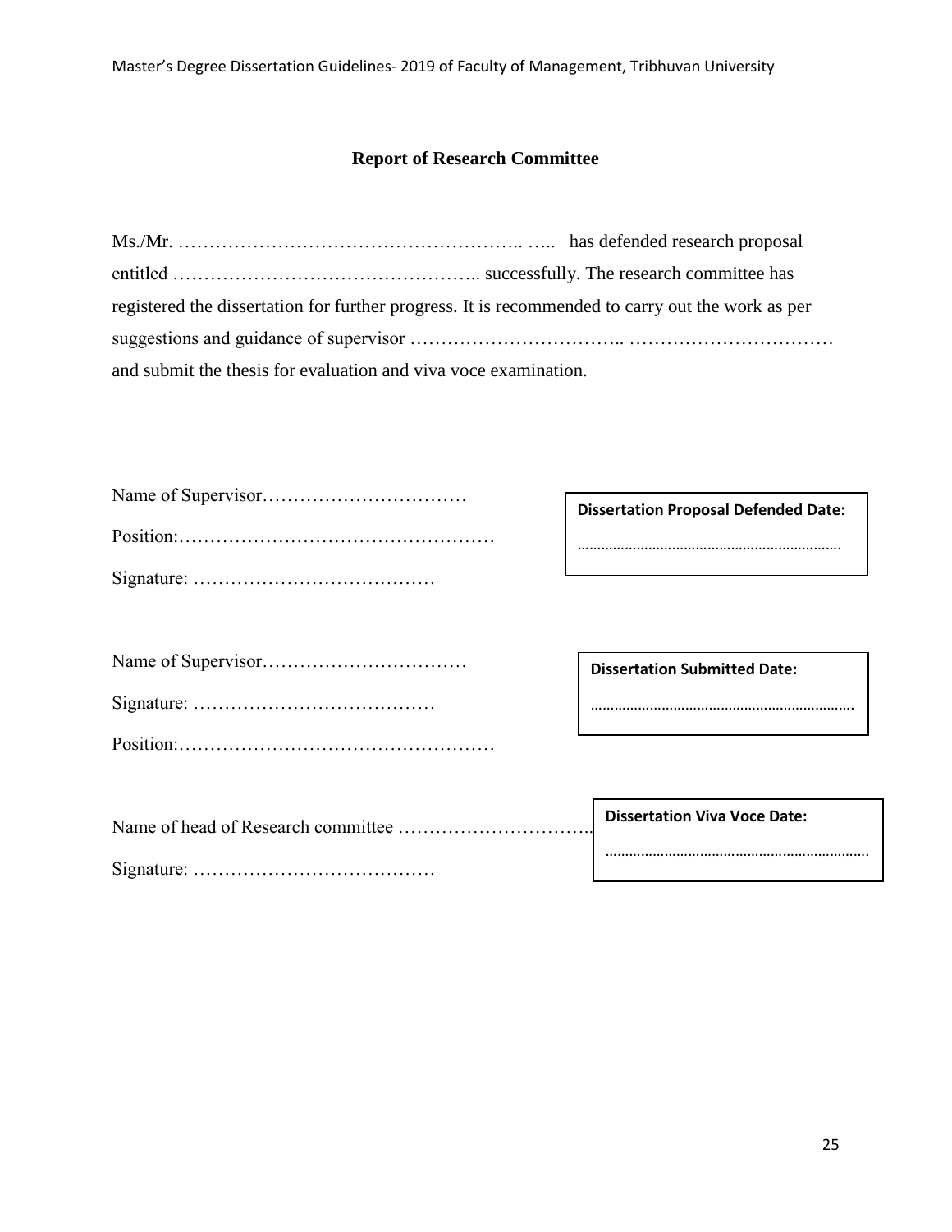## Report of Research Committee

Ms./Mr. ……………………………………………….. ….. has defended research proposal entitled ………………………………………….. successfully. The research committee has registered the dissertation for further progress. It is recommended to carry out the work as per suggestions and guidance of supervisor …………………………….. ……………………………
and submit the thesis for evaluation and viva voce examination.

Name of Supervisor……………………………

Position:……………………………………………

Signature: …………………………………

**Dissertation Proposal Defended Date:**

…………………………………………………………

Name of Supervisor……………………………

Signature: …………………………………

Position:……………………………………………

**Dissertation Submitted Date:**

…………………………………………………………

Name of head of Research committee …………………………..

Signature: …………………………………

**Dissertation Viva Voce Date:**

…………………………………………………………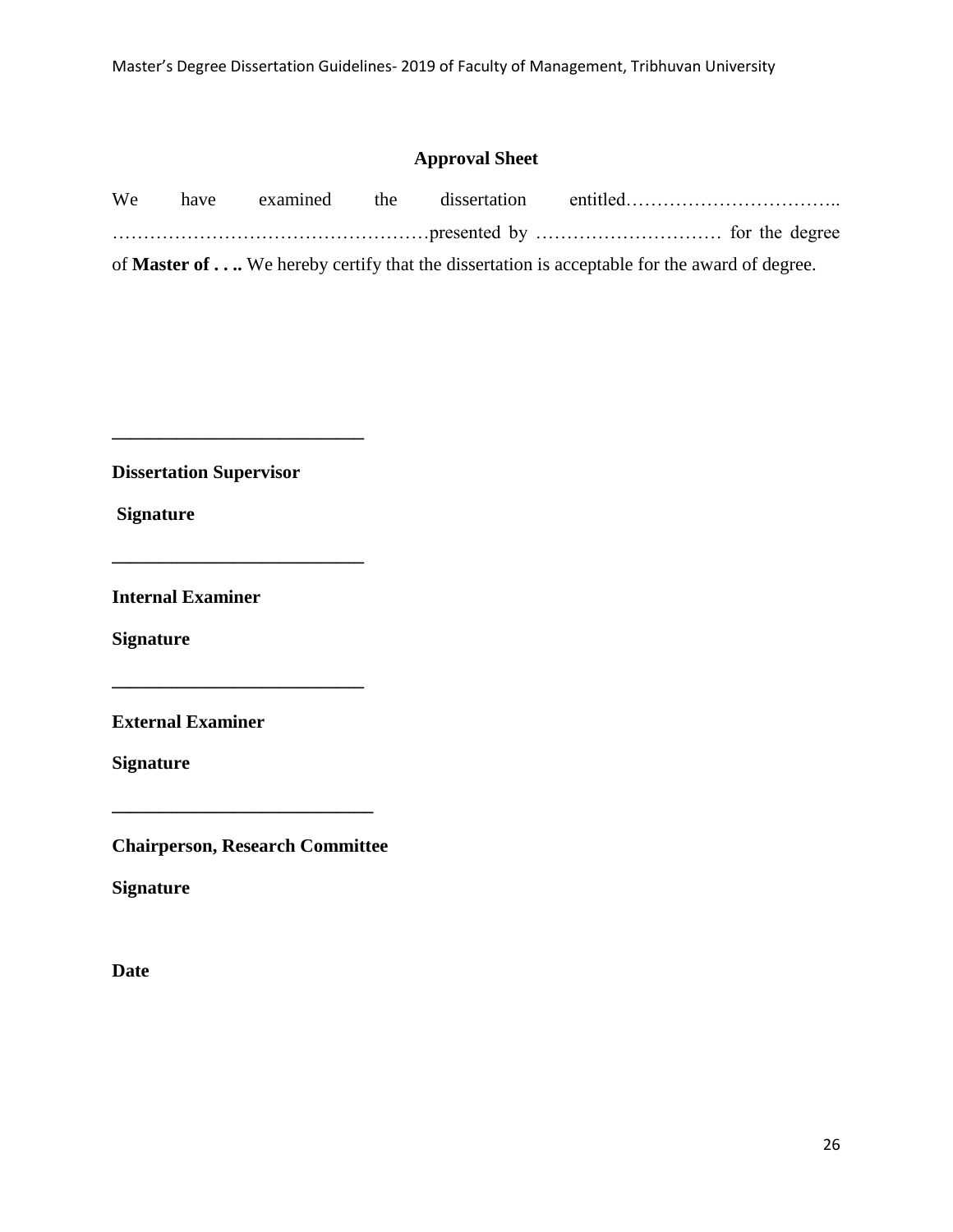## Approval Sheet

We have examined the dissertation entitled…………………………….. ………………….………………………presented by ………………………… for the degree of **Master of . . ..** We hereby certify that the dissertation is acceptable for the award of degree.

**___________________________**

**Dissertation Supervisor**

**Signature**

**___________________________**

**Internal Examiner**

**Signature**

**___________________________**

**External Examiner**

**Signature**

**____________________________**

**Chairperson, Research Committee**

**Signature**

**Date**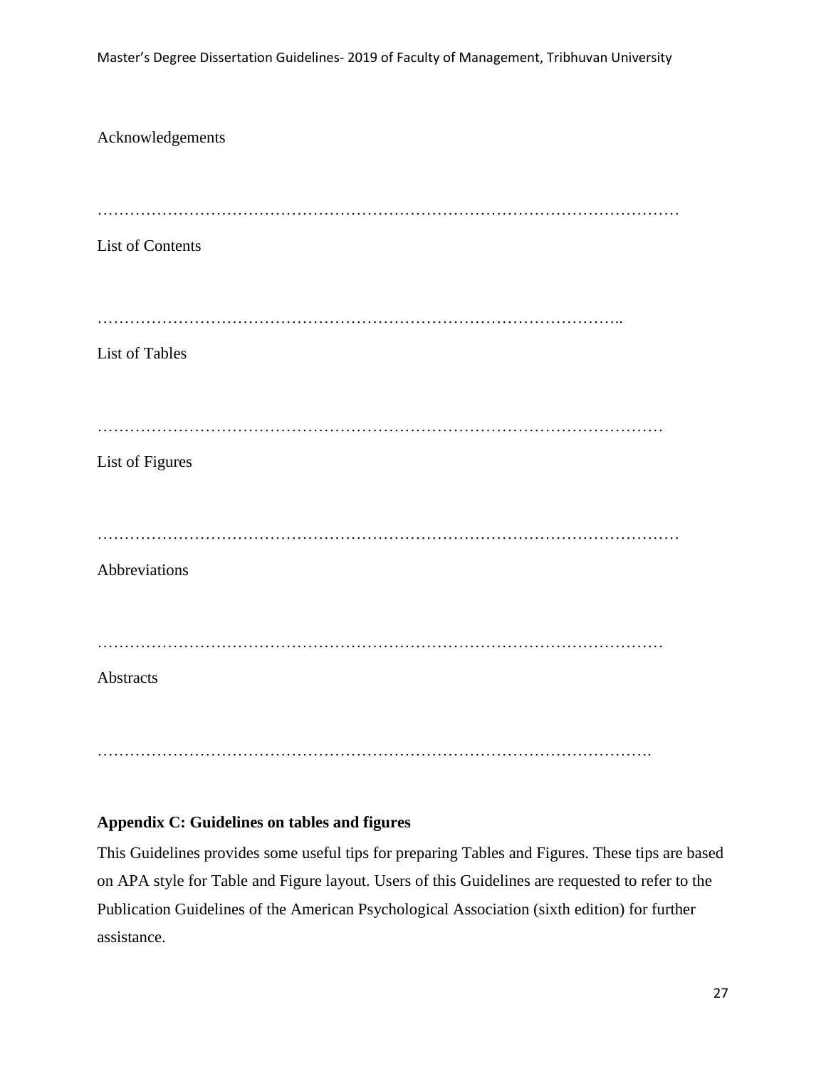Acknowledgements

………………………………………………………………………………………………

List of Contents

……………………………………………………………………………………..

List of Tables

……………………………………………………………………………………………

List of Figures

………………………………………………………………………………………………

Abbreviations

……………………………………………………………………………………………

Abstracts

…………………………………………………………………………………………….

**Appendix C: Guidelines on tables and figures**

This Guidelines provides some useful tips for preparing Tables and Figures. These tips are based on APA style for Table and Figure layout. Users of this Guidelines are requested to refer to the Publication Guidelines of the American Psychological Association (sixth edition) for further assistance.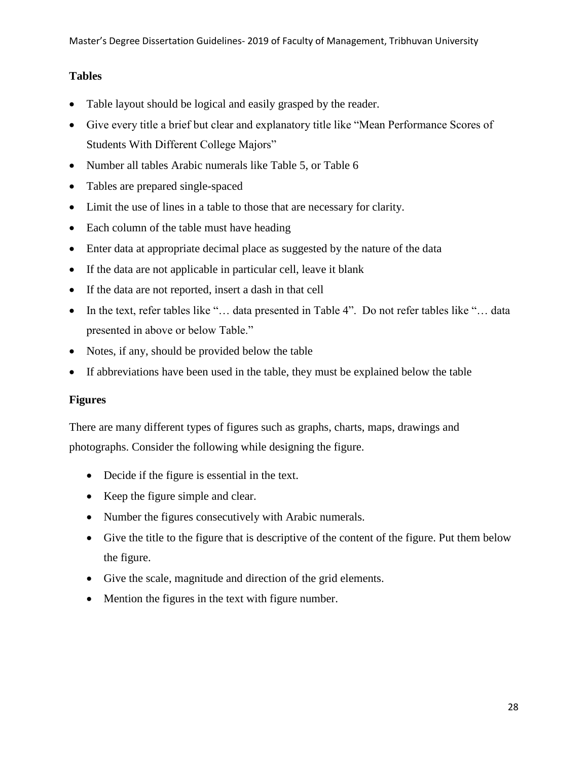## Tables

- Table layout should be logical and easily grasped by the reader.
- Give every title a brief but clear and explanatory title like "Mean Performance Scores of Students With Different College Majors"
- Number all tables Arabic numerals like Table 5, or Table 6
- Tables are prepared single-spaced
- Limit the use of lines in a table to those that are necessary for clarity.
- Each column of the table must have heading
- Enter data at appropriate decimal place as suggested by the nature of the data
- If the data are not applicable in particular cell, leave it blank
- If the data are not reported, insert a dash in that cell
- In the text, refer tables like "… data presented in Table 4". Do not refer tables like "… data presented in above or below Table."
- Notes, if any, should be provided below the table
- If abbreviations have been used in the table, they must be explained below the table

## Figures

There are many different types of figures such as graphs, charts, maps, drawings and photographs. Consider the following while designing the figure.

- Decide if the figure is essential in the text.
- Keep the figure simple and clear.
- Number the figures consecutively with Arabic numerals.
- Give the title to the figure that is descriptive of the content of the figure. Put them below the figure.
- Give the scale, magnitude and direction of the grid elements.
- Mention the figures in the text with figure number.